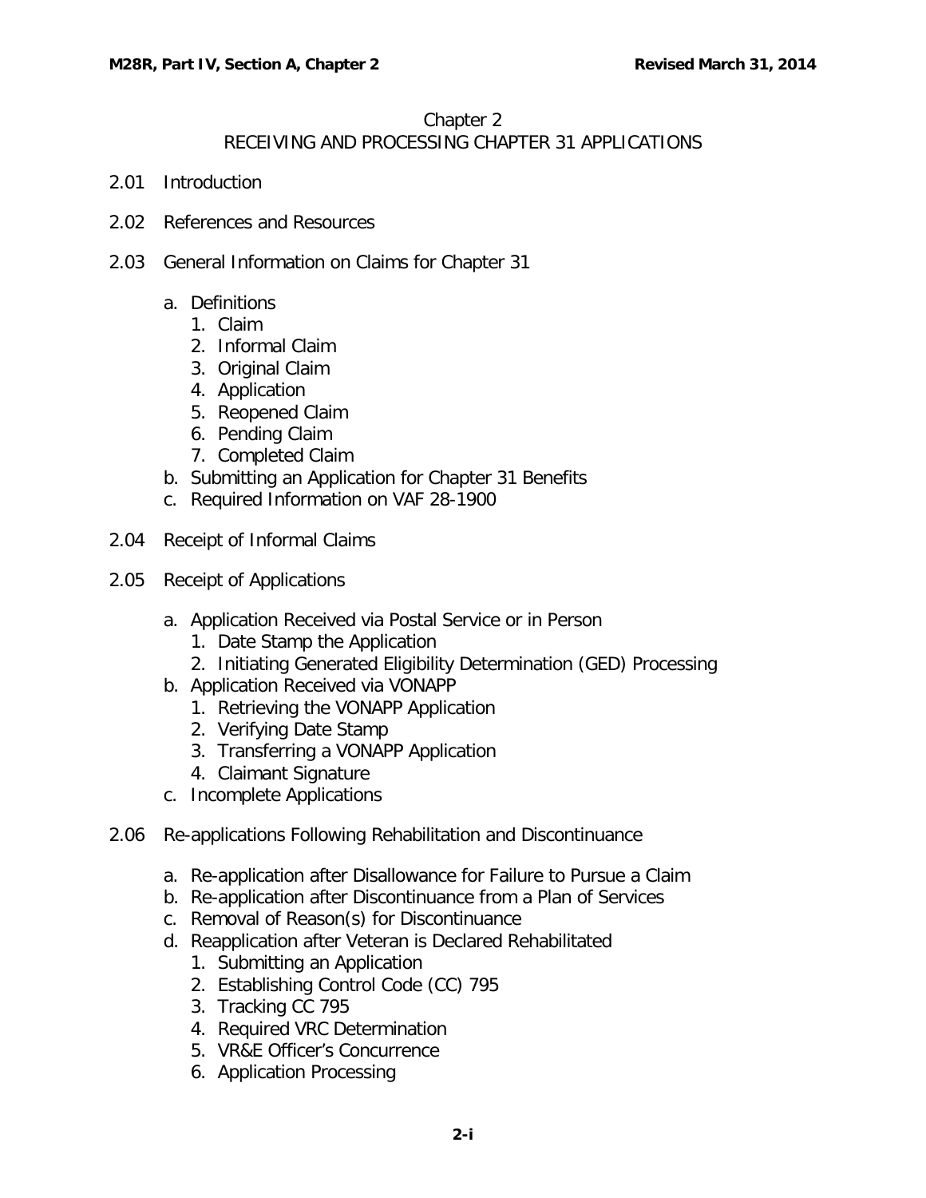# Chapter 2
## RECEIVING AND PROCESSING CHAPTER 31 APPLICATIONS

2.01 Introduction

2.02 References and Resources

2.03 General Information on Claims for Chapter 31

a. Definitions
   1. Claim
   2. Informal Claim
   3. Original Claim
   4. Application
   5. Reopened Claim
   6. Pending Claim
   7. Completed Claim
b. Submitting an Application for Chapter 31 Benefits
c. Required Information on VAF 28-1900

2.04 Receipt of Informal Claims

2.05 Receipt of Applications

a. Application Received via Postal Service or in Person
   1. Date Stamp the Application
   2. Initiating Generated Eligibility Determination (GED) Processing
b. Application Received via VONAPP
   1. Retrieving the VONAPP Application
   2. Verifying Date Stamp
   3. Transferring a VONAPP Application
   4. Claimant Signature
c. Incomplete Applications

2.06 Re-applications Following Rehabilitation and Discontinuance

a. Re-application after Disallowance for Failure to Pursue a Claim
b. Re-application after Discontinuance from a Plan of Services
c. Removal of Reason(s) for Discontinuance
d. Reapplication after Veteran is Declared Rehabilitated
   1. Submitting an Application
   2. Establishing Control Code (CC) 795
   3. Tracking CC 795
   4. Required VRC Determination
   5. VR&E Officer's Concurrence
   6. Application Processing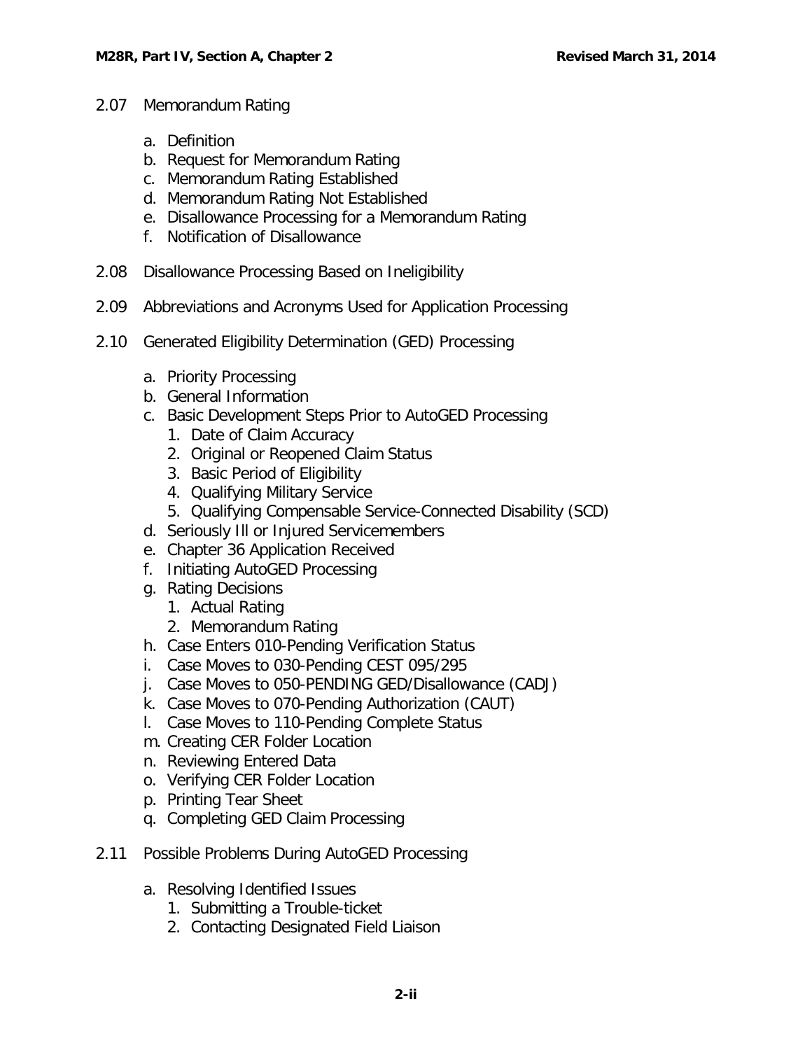- 2.07 Memorandum Rating
    - a. Definition
    - b. Request for Memorandum Rating
    - c. Memorandum Rating Established
    - d. Memorandum Rating Not Established
    - e. Disallowance Processing for a Memorandum Rating
    - f. Notification of Disallowance
- 2.08 Disallowance Processing Based on Ineligibility
- 2.09 Abbreviations and Acronyms Used for Application Processing
- 2.10 Generated Eligibility Determination (GED) Processing
    - a. Priority Processing
    - b. General Information
    - c. Basic Development Steps Prior to AutoGED Processing
        1. Date of Claim Accuracy
        2. Original or Reopened Claim Status
        3. Basic Period of Eligibility
        4. Qualifying Military Service
        5. Qualifying Compensable Service-Connected Disability (SCD)
    - d. Seriously Ill or Injured Servicemembers
    - e. Chapter 36 Application Received
    - f. Initiating AutoGED Processing
    - g. Rating Decisions
        1. Actual Rating
        2. Memorandum Rating
    - h. Case Enters 010-Pending Verification Status
    - i. Case Moves to 030-Pending CEST 095/295
    - j. Case Moves to 050-PENDING GED/Disallowance (CADJ)
    - k. Case Moves to 070-Pending Authorization (CAUT)
    - l. Case Moves to 110-Pending Complete Status
    - m. Creating CER Folder Location
    - n. Reviewing Entered Data
    - o. Verifying CER Folder Location
    - p. Printing Tear Sheet
    - q. Completing GED Claim Processing
- 2.11 Possible Problems During AutoGED Processing
    - a. Resolving Identified Issues
        1. Submitting a Trouble-ticket
        2. Contacting Designated Field Liaison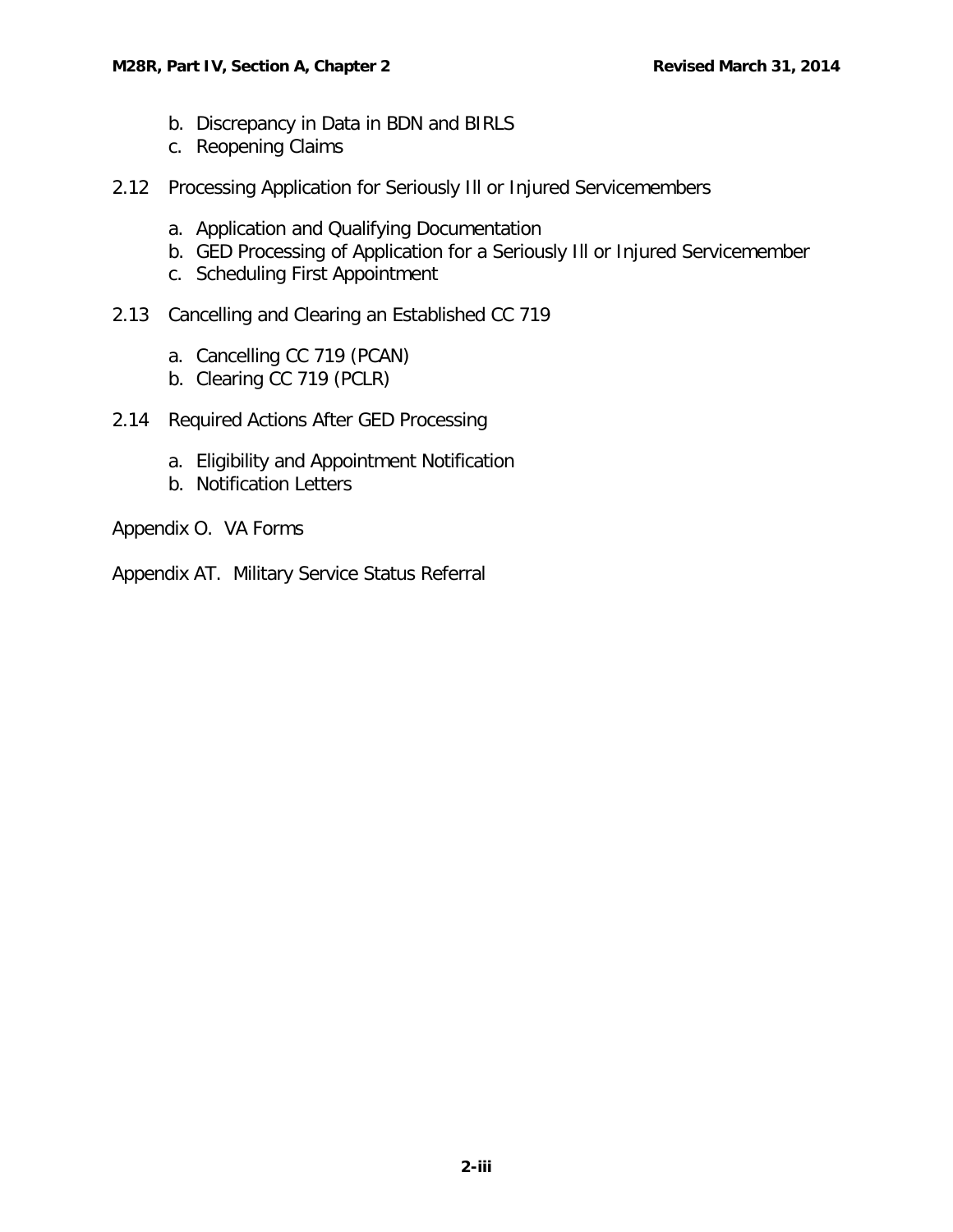b. Discrepancy in Data in BDN and BIRLS
   c. Reopening Claims

2.12 Processing Application for Seriously Ill or Injured Servicemembers

   a. Application and Qualifying Documentation
   b. GED Processing of Application for a Seriously Ill or Injured Servicemember
   c. Scheduling First Appointment

2.13 Cancelling and Clearing an Established CC 719

   a. Cancelling CC 719 (PCAN)
   b. Clearing CC 719 (PCLR)

2.14 Required Actions After GED Processing

   a. Eligibility and Appointment Notification
   b. Notification Letters

Appendix O. VA Forms

Appendix AT. Military Service Status Referral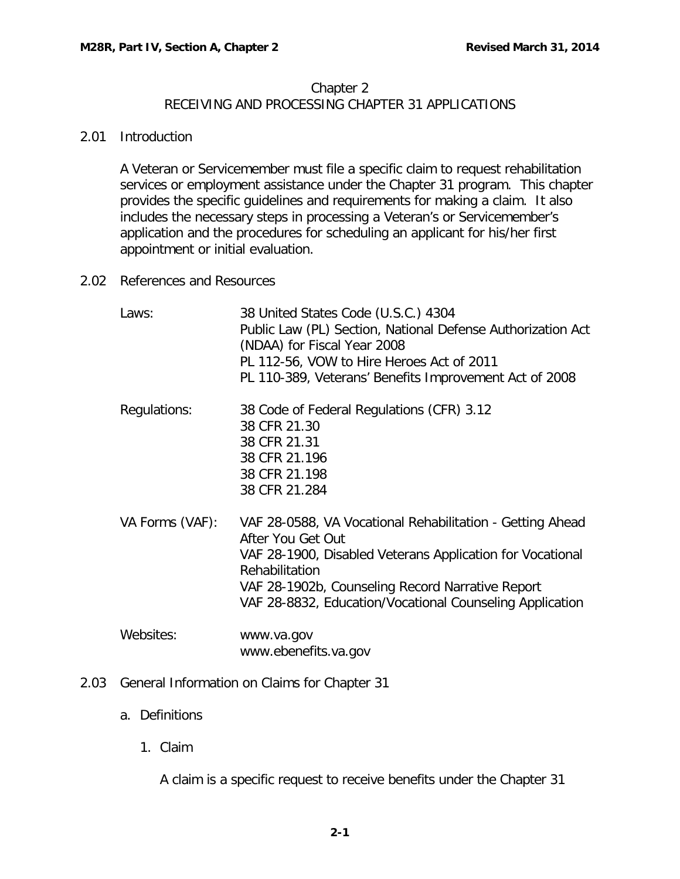# Chapter 2
## RECEIVING AND PROCESSING CHAPTER 31 APPLICATIONS

### 2.01 Introduction

A Veteran or Servicemember must file a specific claim to request rehabilitation services or employment assistance under the Chapter 31 program. This chapter provides the specific guidelines and requirements for making a claim. It also includes the necessary steps in processing a Veteran's or Servicemember's application and the procedures for scheduling an applicant for his/her first appointment or initial evaluation.

### 2.02 References and Resources

| | |
|---|---|
| Laws: | 38 United States Code (U.S.C.) 4304<br>Public Law (PL) Section, National Defense Authorization Act (NDAA) for Fiscal Year 2008<br>PL 112-56, VOW to Hire Heroes Act of 2011<br>PL 110-389, Veterans' Benefits Improvement Act of 2008 |
| Regulations: | 38 Code of Federal Regulations (CFR) 3.12<br>38 CFR 21.30<br>38 CFR 21.31<br>38 CFR 21.196<br>38 CFR 21.198<br>38 CFR 21.284 |
| VA Forms (VAF): | VAF 28-0588, VA Vocational Rehabilitation - Getting Ahead After You Get Out<br>VAF 28-1900, Disabled Veterans Application for Vocational Rehabilitation<br>VAF 28-1902b, Counseling Record Narrative Report<br>VAF 28-8832, Education/Vocational Counseling Application |
| Websites: | www.va.gov<br>www.ebenefits.va.gov |

### 2.03 General Information on Claims for Chapter 31

a. Definitions

1. Claim

A claim is a specific request to receive benefits under the Chapter 31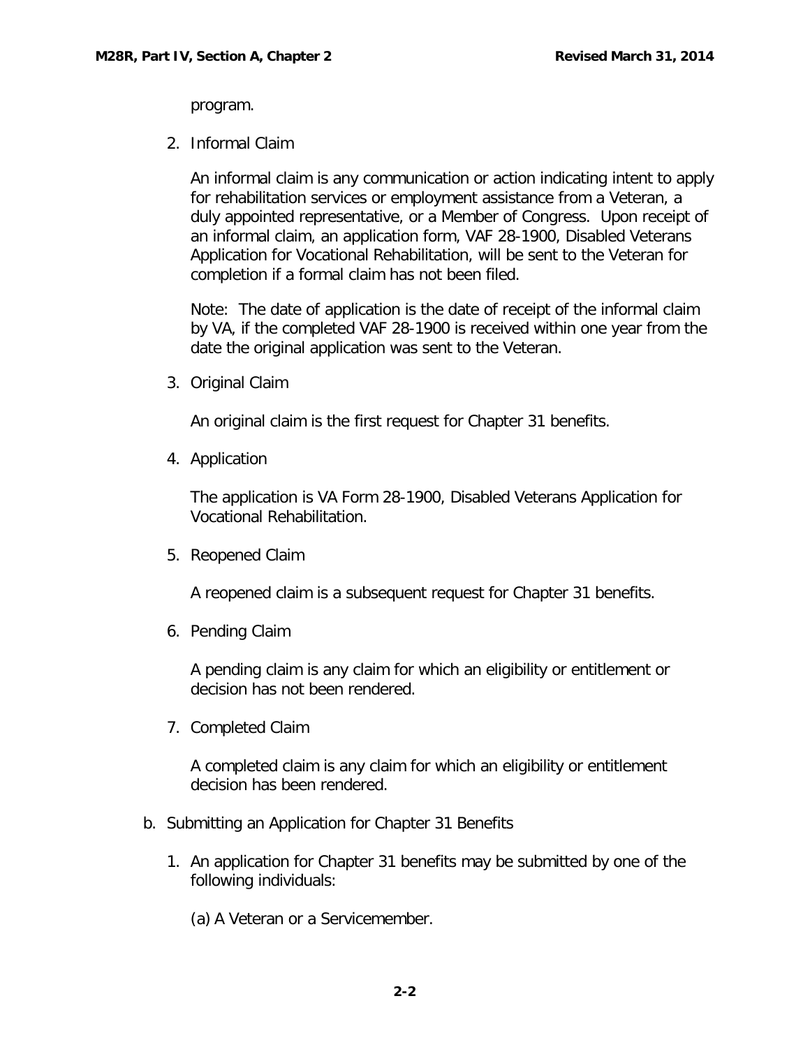program.

2. Informal Claim

   An informal claim is any communication or action indicating intent to apply for rehabilitation services or employment assistance from a Veteran, a duly appointed representative, or a Member of Congress. Upon receipt of an informal claim, an application form, VAF 28-1900, Disabled Veterans Application for Vocational Rehabilitation, will be sent to the Veteran for completion if a formal claim has not been filed.

   Note: The date of application is the date of receipt of the informal claim by VA, if the completed VAF 28-1900 is received within one year from the date the original application was sent to the Veteran.

3. Original Claim

   An original claim is the first request for Chapter 31 benefits.

4. Application

   The application is VA Form 28-1900, Disabled Veterans Application for Vocational Rehabilitation.

5. Reopened Claim

   A reopened claim is a subsequent request for Chapter 31 benefits.

6. Pending Claim

   A pending claim is any claim for which an eligibility or entitlement or decision has not been rendered.

7. Completed Claim

   A completed claim is any claim for which an eligibility or entitlement decision has been rendered.

b. Submitting an Application for Chapter 31 Benefits

   1. An application for Chapter 31 benefits may be submitted by one of the following individuals:

      (a) A Veteran or a Servicemember.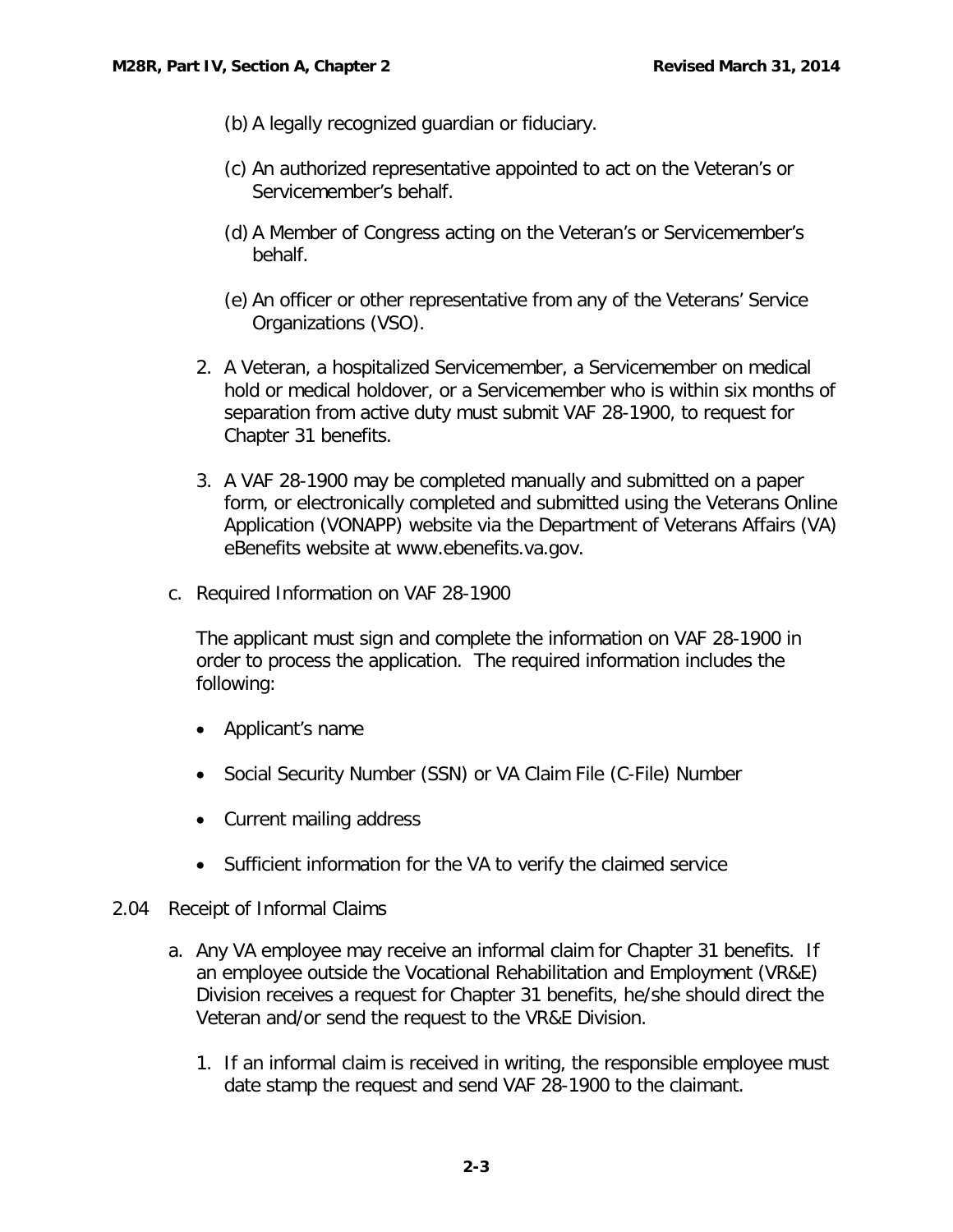(b) A legally recognized guardian or fiduciary.

(c) An authorized representative appointed to act on the Veteran's or Servicemember's behalf.

(d) A Member of Congress acting on the Veteran's or Servicemember's behalf.

(e) An officer or other representative from any of the Veterans' Service Organizations (VSO).

2. A Veteran, a hospitalized Servicemember, a Servicemember on medical hold or medical holdover, or a Servicemember who is within six months of separation from active duty must submit VAF 28-1900, to request for Chapter 31 benefits.

3. A VAF 28-1900 may be completed manually and submitted on a paper form, or electronically completed and submitted using the Veterans Online Application (VONAPP) website via the Department of Veterans Affairs (VA) eBenefits website at www.ebenefits.va.gov.

c. Required Information on VAF 28-1900

The applicant must sign and complete the information on VAF 28-1900 in order to process the application. The required information includes the following:

- Applicant's name
- Social Security Number (SSN) or VA Claim File (C-File) Number
- Current mailing address
- Sufficient information for the VA to verify the claimed service

2.04 Receipt of Informal Claims

a. Any VA employee may receive an informal claim for Chapter 31 benefits. If an employee outside the Vocational Rehabilitation and Employment (VR&E) Division receives a request for Chapter 31 benefits, he/she should direct the Veteran and/or send the request to the VR&E Division.

1. If an informal claim is received in writing, the responsible employee must date stamp the request and send VAF 28-1900 to the claimant.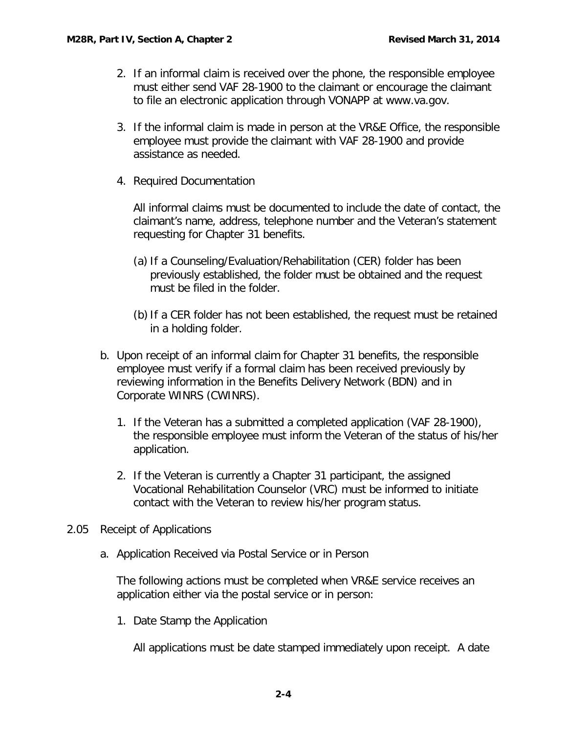2. If an informal claim is received over the phone, the responsible employee must either send VAF 28-1900 to the claimant or encourage the claimant to file an electronic application through VONAPP at www.va.gov.

3. If the informal claim is made in person at the VR&E Office, the responsible employee must provide the claimant with VAF 28-1900 and provide assistance as needed.

4. Required Documentation

   All informal claims must be documented to include the date of contact, the claimant's name, address, telephone number and the Veteran's statement requesting for Chapter 31 benefits.

   (a) If a Counseling/Evaluation/Rehabilitation (CER) folder has been previously established, the folder must be obtained and the request must be filed in the folder.

   (b) If a CER folder has not been established, the request must be retained in a holding folder.

b. Upon receipt of an informal claim for Chapter 31 benefits, the responsible employee must verify if a formal claim has been received previously by reviewing information in the Benefits Delivery Network (BDN) and in Corporate WINRS (CWINRS).

   1. If the Veteran has a submitted a completed application (VAF 28-1900), the responsible employee must inform the Veteran of the status of his/her application.

   2. If the Veteran is currently a Chapter 31 participant, the assigned Vocational Rehabilitation Counselor (VRC) must be informed to initiate contact with the Veteran to review his/her program status.

2.05 Receipt of Applications

a. Application Received via Postal Service or in Person

   The following actions must be completed when VR&E service receives an application either via the postal service or in person:

   1. Date Stamp the Application

      All applications must be date stamped immediately upon receipt. A date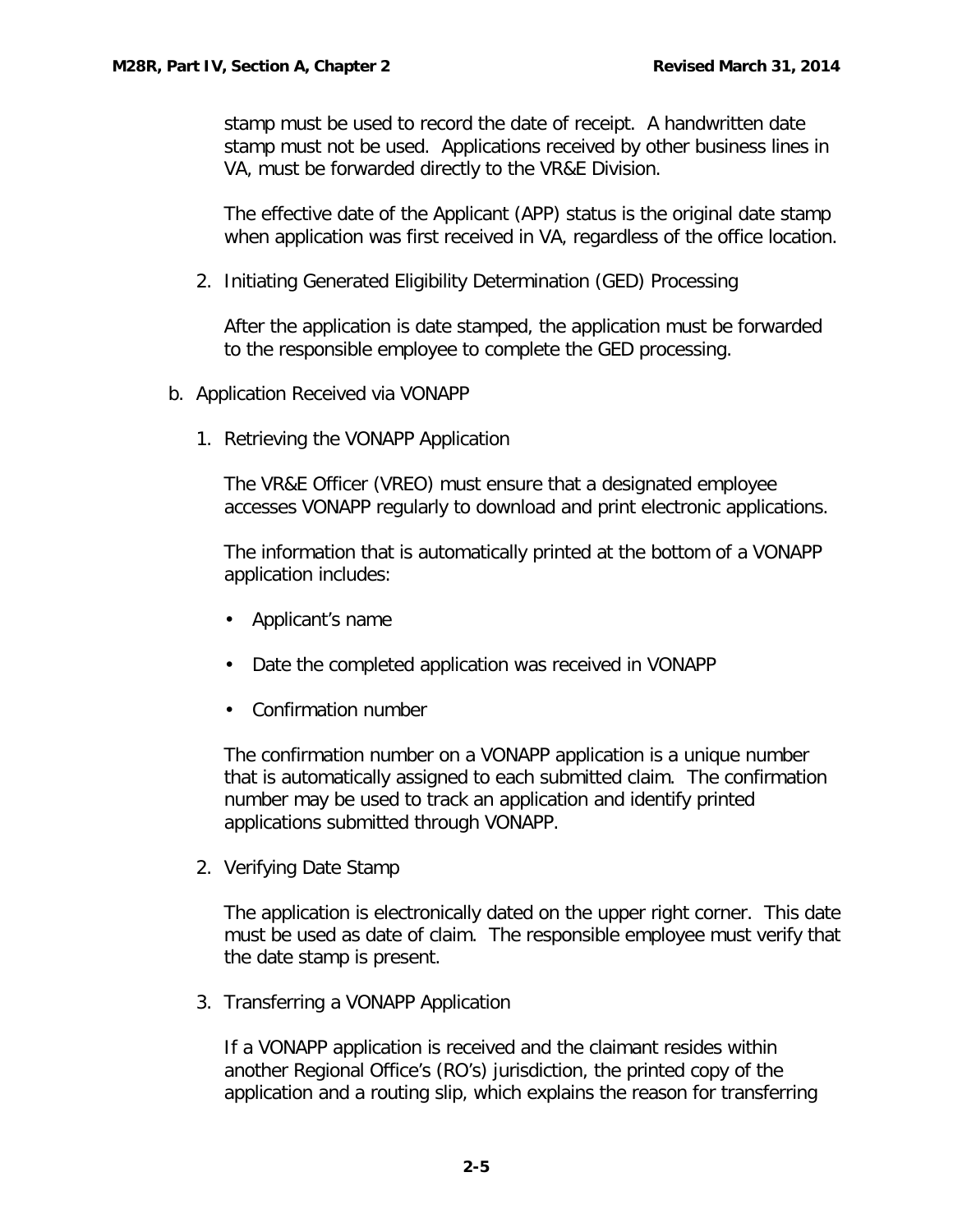stamp must be used to record the date of receipt. A handwritten date stamp must not be used. Applications received by other business lines in VA, must be forwarded directly to the VR&E Division.

The effective date of the Applicant (APP) status is the original date stamp when application was first received in VA, regardless of the office location.

2. Initiating Generated Eligibility Determination (GED) Processing

   After the application is date stamped, the application must be forwarded to the responsible employee to complete the GED processing.

b. Application Received via VONAPP

1. Retrieving the VONAPP Application

   The VR&E Officer (VREO) must ensure that a designated employee accesses VONAPP regularly to download and print electronic applications.

   The information that is automatically printed at the bottom of a VONAPP application includes:

   - Applicant's name
   - Date the completed application was received in VONAPP
   - Confirmation number

   The confirmation number on a VONAPP application is a unique number that is automatically assigned to each submitted claim. The confirmation number may be used to track an application and identify printed applications submitted through VONAPP.

2. Verifying Date Stamp

   The application is electronically dated on the upper right corner. This date must be used as date of claim. The responsible employee must verify that the date stamp is present.

3. Transferring a VONAPP Application

   If a VONAPP application is received and the claimant resides within another Regional Office's (RO's) jurisdiction, the printed copy of the application and a routing slip, which explains the reason for transferring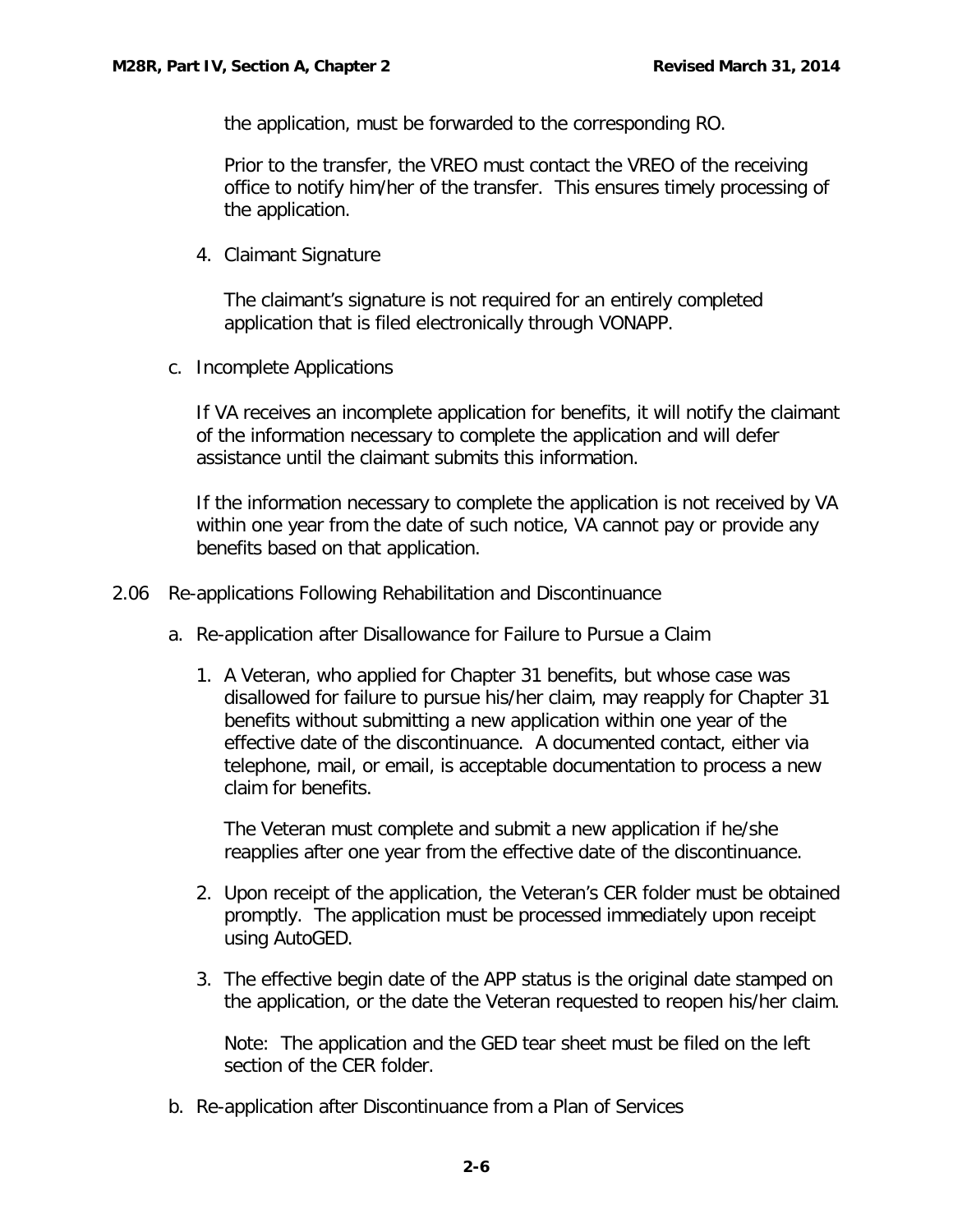the application, must be forwarded to the corresponding RO.

Prior to the transfer, the VREO must contact the VREO of the receiving office to notify him/her of the transfer. This ensures timely processing of the application.

4. Claimant Signature

   The claimant's signature is not required for an entirely completed application that is filed electronically through VONAPP.

c. Incomplete Applications

   If VA receives an incomplete application for benefits, it will notify the claimant of the information necessary to complete the application and will defer assistance until the claimant submits this information.

   If the information necessary to complete the application is not received by VA within one year from the date of such notice, VA cannot pay or provide any benefits based on that application.

## 2.06 Re-applications Following Rehabilitation and Discontinuance

a. Re-application after Disallowance for Failure to Pursue a Claim

   1. A Veteran, who applied for Chapter 31 benefits, but whose case was disallowed for failure to pursue his/her claim, may reapply for Chapter 31 benefits without submitting a new application within one year of the effective date of the discontinuance. A documented contact, either via telephone, mail, or email, is acceptable documentation to process a new claim for benefits.

      The Veteran must complete and submit a new application if he/she reapplies after one year from the effective date of the discontinuance.

   2. Upon receipt of the application, the Veteran's CER folder must be obtained promptly. The application must be processed immediately upon receipt using AutoGED.

   3. The effective begin date of the APP status is the original date stamped on the application, or the date the Veteran requested to reopen his/her claim.

      Note: The application and the GED tear sheet must be filed on the left section of the CER folder.

b. Re-application after Discontinuance from a Plan of Services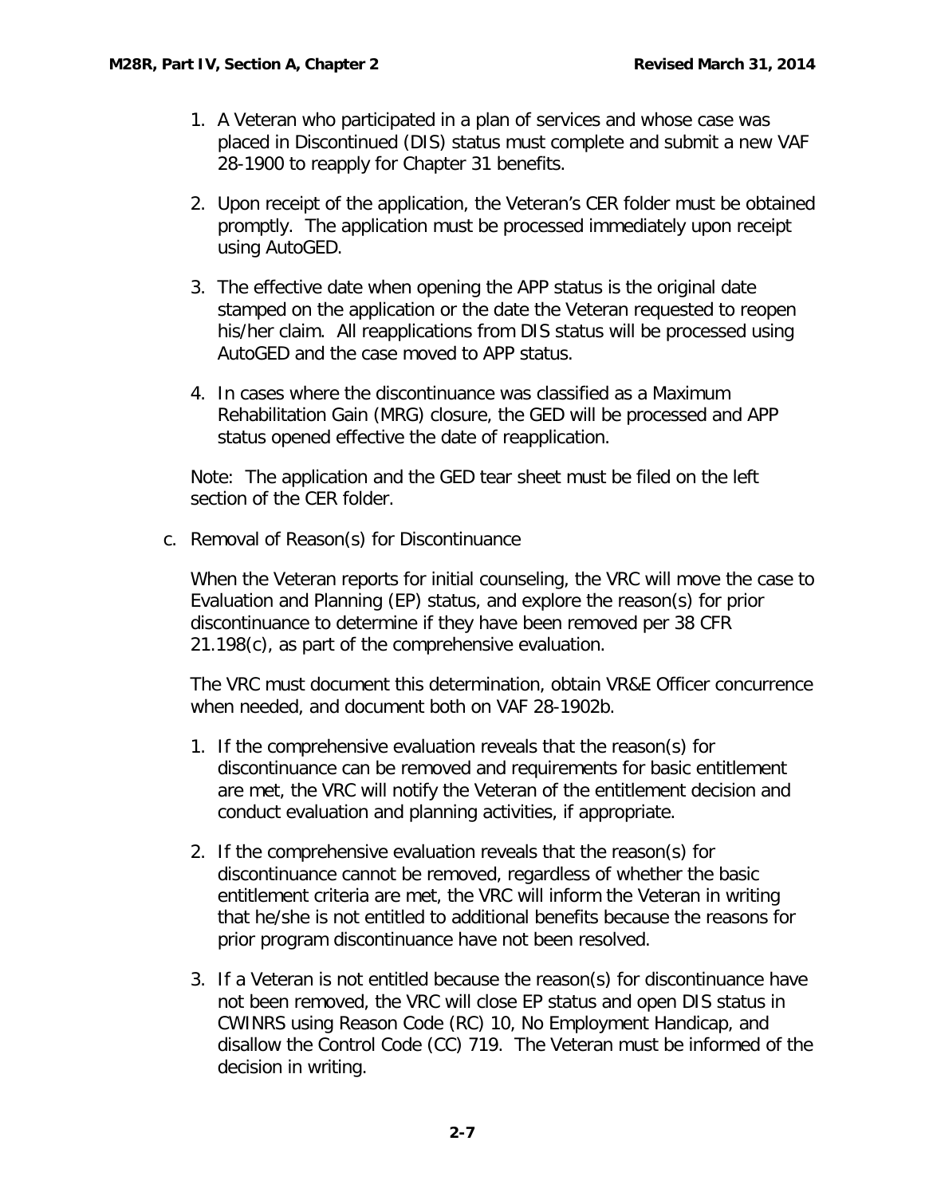1. A Veteran who participated in a plan of services and whose case was placed in Discontinued (DIS) status must complete and submit a new VAF 28-1900 to reapply for Chapter 31 benefits.

2. Upon receipt of the application, the Veteran's CER folder must be obtained promptly. The application must be processed immediately upon receipt using AutoGED.

3. The effective date when opening the APP status is the original date stamped on the application or the date the Veteran requested to reopen his/her claim. All reapplications from DIS status will be processed using AutoGED and the case moved to APP status.

4. In cases where the discontinuance was classified as a Maximum Rehabilitation Gain (MRG) closure, the GED will be processed and APP status opened effective the date of reapplication.

Note: The application and the GED tear sheet must be filed on the left section of the CER folder.

c. Removal of Reason(s) for Discontinuance

When the Veteran reports for initial counseling, the VRC will move the case to Evaluation and Planning (EP) status, and explore the reason(s) for prior discontinuance to determine if they have been removed per 38 CFR 21.198(c), as part of the comprehensive evaluation.

The VRC must document this determination, obtain VR&E Officer concurrence when needed, and document both on VAF 28-1902b.

1. If the comprehensive evaluation reveals that the reason(s) for discontinuance can be removed and requirements for basic entitlement are met, the VRC will notify the Veteran of the entitlement decision and conduct evaluation and planning activities, if appropriate.

2. If the comprehensive evaluation reveals that the reason(s) for discontinuance cannot be removed, regardless of whether the basic entitlement criteria are met, the VRC will inform the Veteran in writing that he/she is not entitled to additional benefits because the reasons for prior program discontinuance have not been resolved.

3. If a Veteran is not entitled because the reason(s) for discontinuance have not been removed, the VRC will close EP status and open DIS status in CWINRS using Reason Code (RC) 10, No Employment Handicap, and disallow the Control Code (CC) 719. The Veteran must be informed of the decision in writing.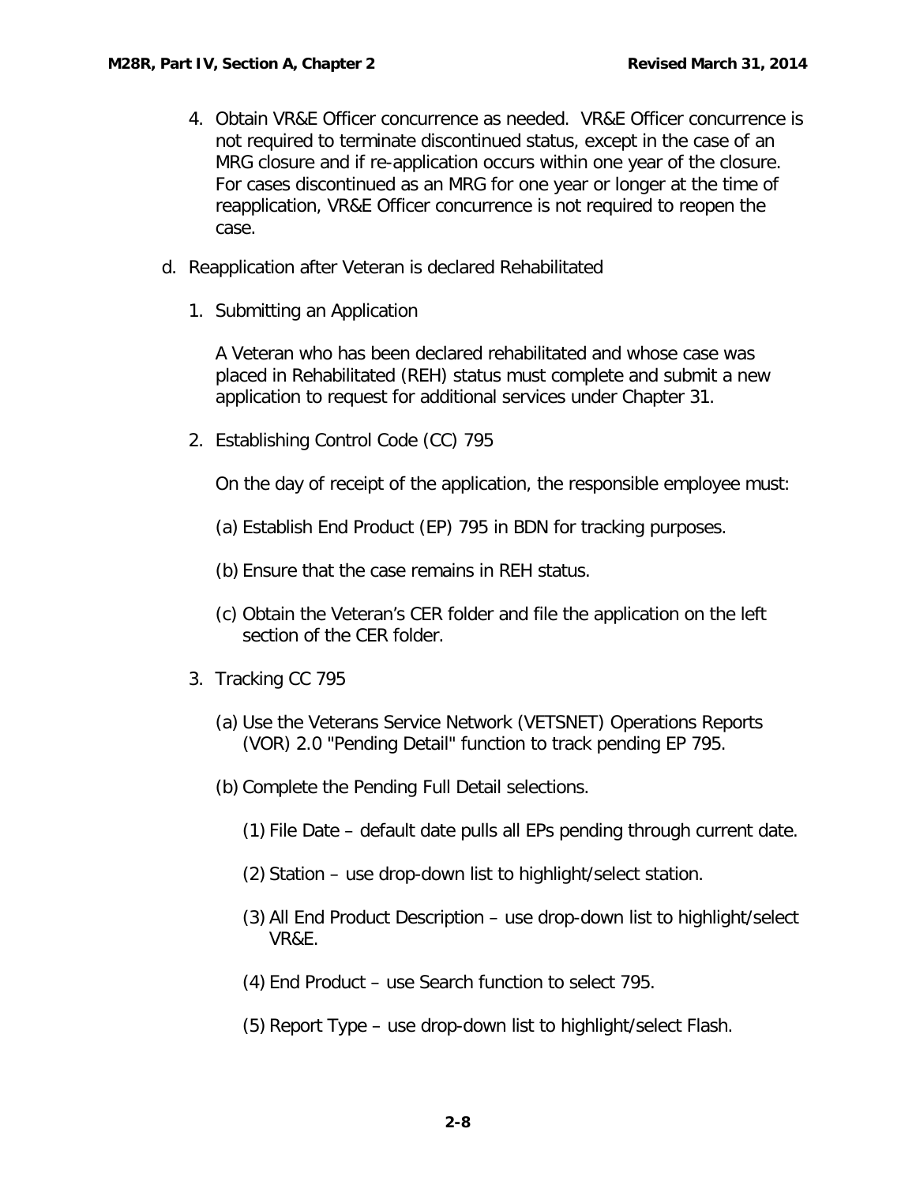4. Obtain VR&E Officer concurrence as needed. VR&E Officer concurrence is not required to terminate discontinued status, except in the case of an MRG closure and if re-application occurs within one year of the closure. For cases discontinued as an MRG for one year or longer at the time of reapplication, VR&E Officer concurrence is not required to reopen the case.

d. Reapplication after Veteran is declared Rehabilitated

1. Submitting an Application

   A Veteran who has been declared rehabilitated and whose case was placed in Rehabilitated (REH) status must complete and submit a new application to request for additional services under Chapter 31.

2. Establishing Control Code (CC) 795

   On the day of receipt of the application, the responsible employee must:

   (a) Establish End Product (EP) 795 in BDN for tracking purposes.

   (b) Ensure that the case remains in REH status.

   (c) Obtain the Veteran's CER folder and file the application on the left section of the CER folder.

3. Tracking CC 795

   (a) Use the Veterans Service Network (VETSNET) Operations Reports (VOR) 2.0 "Pending Detail" function to track pending EP 795.

   (b) Complete the Pending Full Detail selections.

      (1) File Date – default date pulls all EPs pending through current date.

      (2) Station – use drop-down list to highlight/select station.

      (3) All End Product Description – use drop-down list to highlight/select VR&E.

      (4) End Product – use Search function to select 795.

      (5) Report Type – use drop-down list to highlight/select Flash.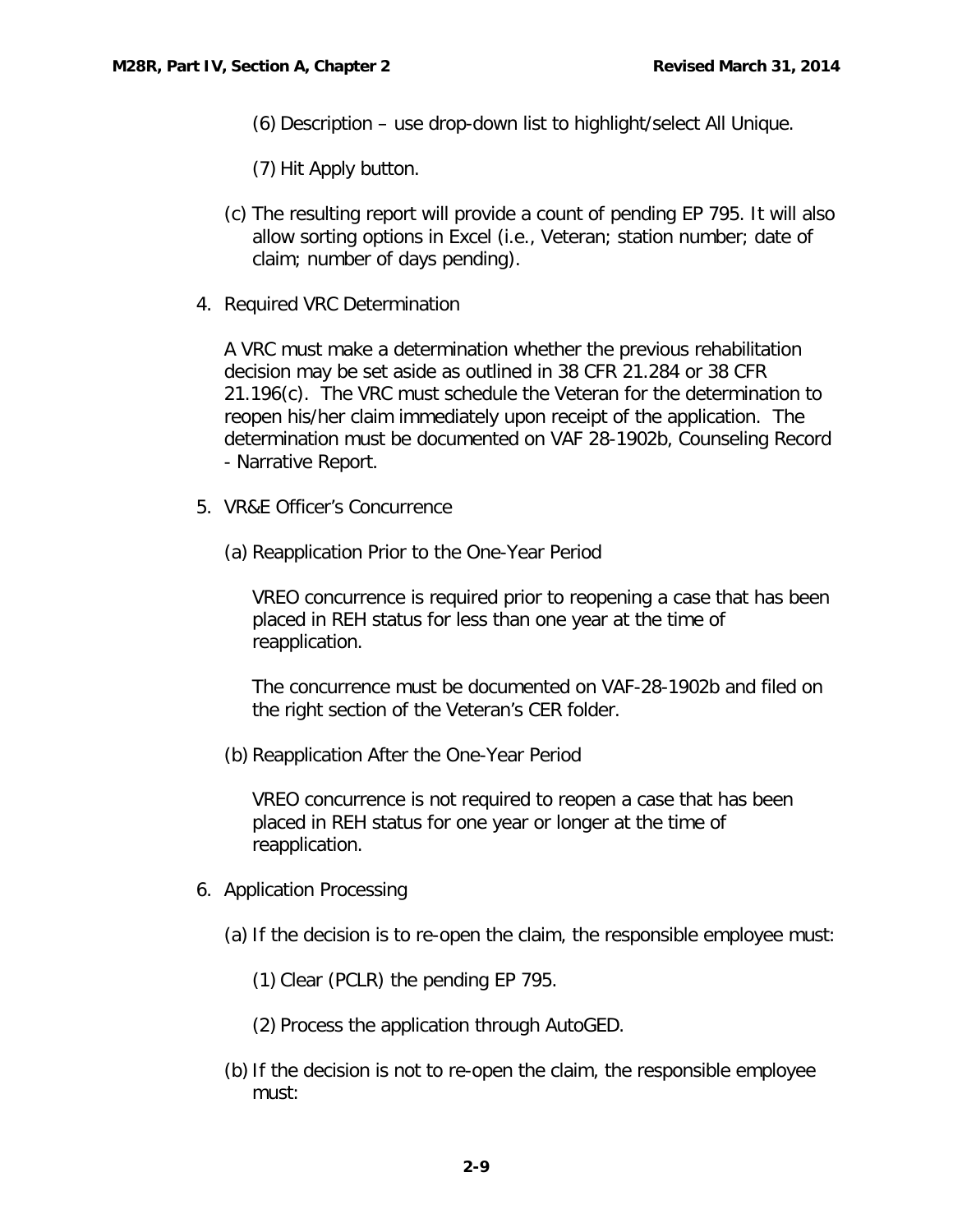(6) Description – use drop-down list to highlight/select All Unique.

(7) Hit Apply button.

(c) The resulting report will provide a count of pending EP 795. It will also allow sorting options in Excel (i.e., Veteran; station number; date of claim; number of days pending).

4. Required VRC Determination

A VRC must make a determination whether the previous rehabilitation decision may be set aside as outlined in 38 CFR 21.284 or 38 CFR 21.196(c). The VRC must schedule the Veteran for the determination to reopen his/her claim immediately upon receipt of the application. The determination must be documented on VAF 28-1902b, Counseling Record - Narrative Report.

5. VR&E Officer's Concurrence

(a) Reapplication Prior to the One-Year Period

VREO concurrence is required prior to reopening a case that has been placed in REH status for less than one year at the time of reapplication.

The concurrence must be documented on VAF-28-1902b and filed on the right section of the Veteran's CER folder.

(b) Reapplication After the One-Year Period

VREO concurrence is not required to reopen a case that has been placed in REH status for one year or longer at the time of reapplication.

6. Application Processing

(a) If the decision is to re-open the claim, the responsible employee must:

(1) Clear (PCLR) the pending EP 795.

(2) Process the application through AutoGED.

(b) If the decision is not to re-open the claim, the responsible employee must: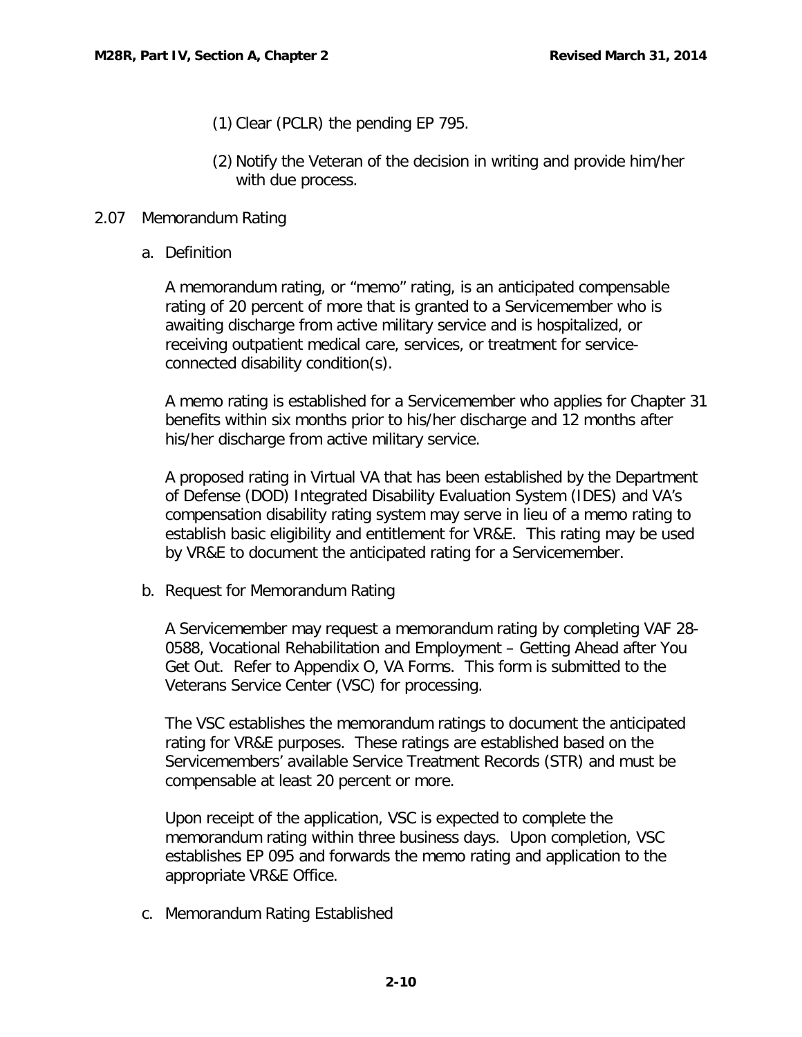(1) Clear (PCLR) the pending EP 795.

(2) Notify the Veteran of the decision in writing and provide him/her with due process.

## 2.07 Memorandum Rating

### a. Definition

A memorandum rating, or "memo" rating, is an anticipated compensable rating of 20 percent of more that is granted to a Servicemember who is awaiting discharge from active military service and is hospitalized, or receiving outpatient medical care, services, or treatment for service-connected disability condition(s).

A memo rating is established for a Servicemember who applies for Chapter 31 benefits within six months prior to his/her discharge and 12 months after his/her discharge from active military service.

A proposed rating in Virtual VA that has been established by the Department of Defense (DOD) Integrated Disability Evaluation System (IDES) and VA's compensation disability rating system may serve in lieu of a memo rating to establish basic eligibility and entitlement for VR&E. This rating may be used by VR&E to document the anticipated rating for a Servicemember.

### b. Request for Memorandum Rating

A Servicemember may request a memorandum rating by completing VAF 28-0588, Vocational Rehabilitation and Employment – Getting Ahead after You Get Out. Refer to Appendix O, VA Forms. This form is submitted to the Veterans Service Center (VSC) for processing.

The VSC establishes the memorandum ratings to document the anticipated rating for VR&E purposes. These ratings are established based on the Servicemembers' available Service Treatment Records (STR) and must be compensable at least 20 percent or more.

Upon receipt of the application, VSC is expected to complete the memorandum rating within three business days. Upon completion, VSC establishes EP 095 and forwards the memo rating and application to the appropriate VR&E Office.

### c. Memorandum Rating Established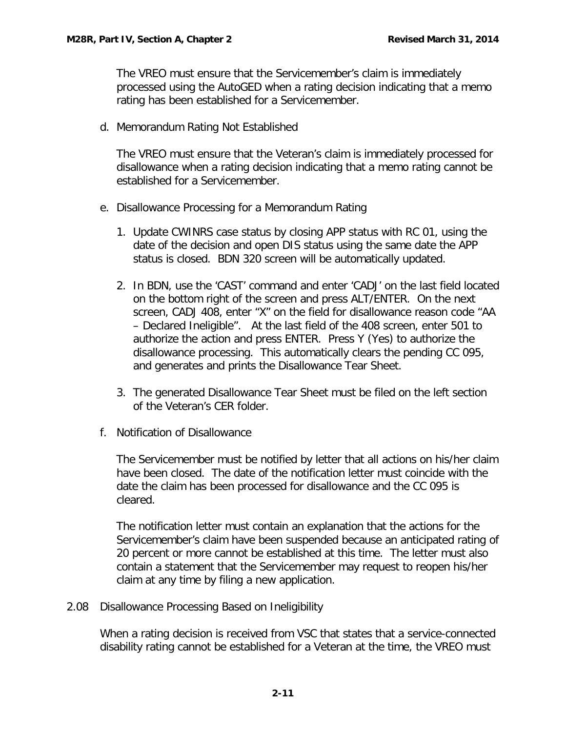The VREO must ensure that the Servicemember's claim is immediately processed using the AutoGED when a rating decision indicating that a memo rating has been established for a Servicemember.

d. Memorandum Rating Not Established

The VREO must ensure that the Veteran's claim is immediately processed for disallowance when a rating decision indicating that a memo rating cannot be established for a Servicemember.

e. Disallowance Processing for a Memorandum Rating

1. Update CWINRS case status by closing APP status with RC 01, using the date of the decision and open DIS status using the same date the APP status is closed. BDN 320 screen will be automatically updated.

2. In BDN, use the 'CAST' command and enter 'CADJ' on the last field located on the bottom right of the screen and press ALT/ENTER. On the next screen, CADJ 408, enter "X" on the field for disallowance reason code "AA – Declared Ineligible". At the last field of the 408 screen, enter 501 to authorize the action and press ENTER. Press Y (Yes) to authorize the disallowance processing. This automatically clears the pending CC 095, and generates and prints the Disallowance Tear Sheet.

3. The generated Disallowance Tear Sheet must be filed on the left section of the Veteran's CER folder.

f. Notification of Disallowance

The Servicemember must be notified by letter that all actions on his/her claim have been closed. The date of the notification letter must coincide with the date the claim has been processed for disallowance and the CC 095 is cleared.

The notification letter must contain an explanation that the actions for the Servicemember's claim have been suspended because an anticipated rating of 20 percent or more cannot be established at this time. The letter must also contain a statement that the Servicemember may request to reopen his/her claim at any time by filing a new application.

2.08 Disallowance Processing Based on Ineligibility

When a rating decision is received from VSC that states that a service-connected disability rating cannot be established for a Veteran at the time, the VREO must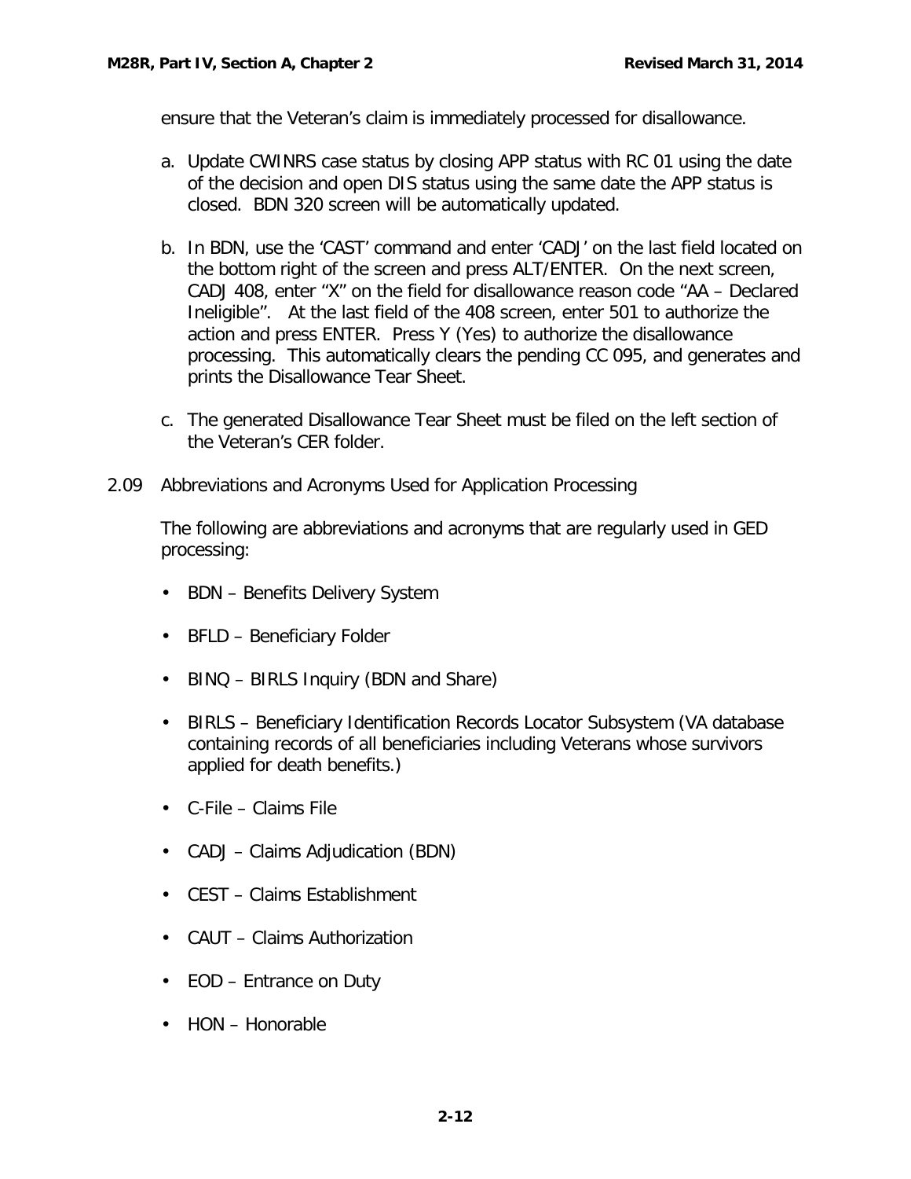ensure that the Veteran's claim is immediately processed for disallowance.

a. Update CWINRS case status by closing APP status with RC 01 using the date of the decision and open DIS status using the same date the APP status is closed. BDN 320 screen will be automatically updated.

b. In BDN, use the 'CAST' command and enter 'CADJ' on the last field located on the bottom right of the screen and press ALT/ENTER. On the next screen, CADJ 408, enter "X" on the field for disallowance reason code "AA – Declared Ineligible". At the last field of the 408 screen, enter 501 to authorize the action and press ENTER. Press Y (Yes) to authorize the disallowance processing. This automatically clears the pending CC 095, and generates and prints the Disallowance Tear Sheet.

c. The generated Disallowance Tear Sheet must be filed on the left section of the Veteran's CER folder.

2.09 Abbreviations and Acronyms Used for Application Processing

The following are abbreviations and acronyms that are regularly used in GED processing:

- BDN – Benefits Delivery System
- BFLD – Beneficiary Folder
- BINQ – BIRLS Inquiry (BDN and Share)
- BIRLS – Beneficiary Identification Records Locator Subsystem (VA database containing records of all beneficiaries including Veterans whose survivors applied for death benefits.)
- C-File – Claims File
- CADJ – Claims Adjudication (BDN)
- CEST – Claims Establishment
- CAUT – Claims Authorization
- EOD – Entrance on Duty
- HON – Honorable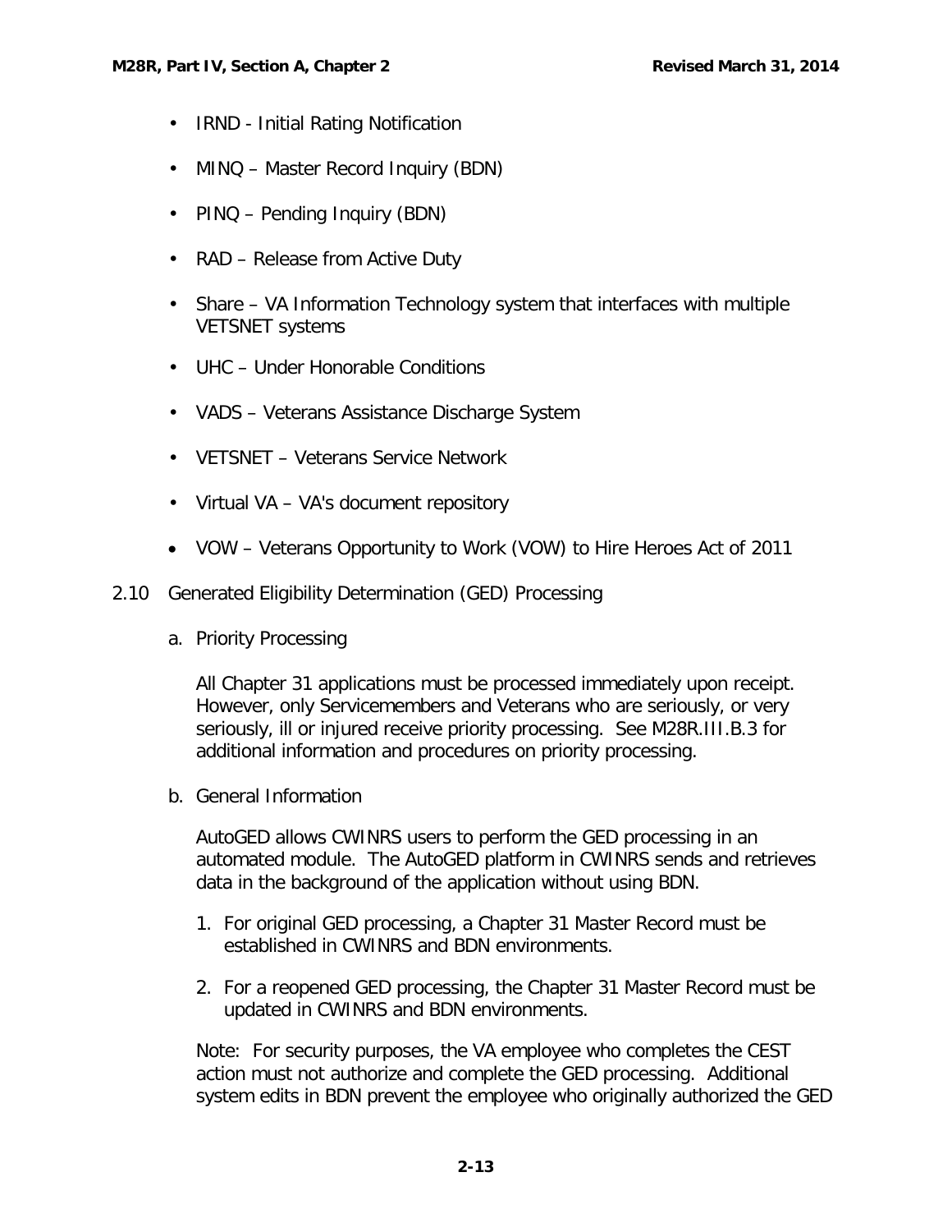- IRND - Initial Rating Notification
- MINQ – Master Record Inquiry (BDN)
- PINQ – Pending Inquiry (BDN)
- RAD – Release from Active Duty
- Share – VA Information Technology system that interfaces with multiple VETSNET systems
- UHC – Under Honorable Conditions
- VADS – Veterans Assistance Discharge System
- VETSNET – Veterans Service Network
- Virtual VA – VA's document repository
- VOW – Veterans Opportunity to Work (VOW) to Hire Heroes Act of 2011

## 2.10 Generated Eligibility Determination (GED) Processing

### a. Priority Processing

All Chapter 31 applications must be processed immediately upon receipt. However, only Servicemembers and Veterans who are seriously, or very seriously, ill or injured receive priority processing. See M28R.III.B.3 for additional information and procedures on priority processing.

### b. General Information

AutoGED allows CWINRS users to perform the GED processing in an automated module. The AutoGED platform in CWINRS sends and retrieves data in the background of the application without using BDN.

1. For original GED processing, a Chapter 31 Master Record must be established in CWINRS and BDN environments.
2. For a reopened GED processing, the Chapter 31 Master Record must be updated in CWINRS and BDN environments.

Note: For security purposes, the VA employee who completes the CEST action must not authorize and complete the GED processing. Additional system edits in BDN prevent the employee who originally authorized the GED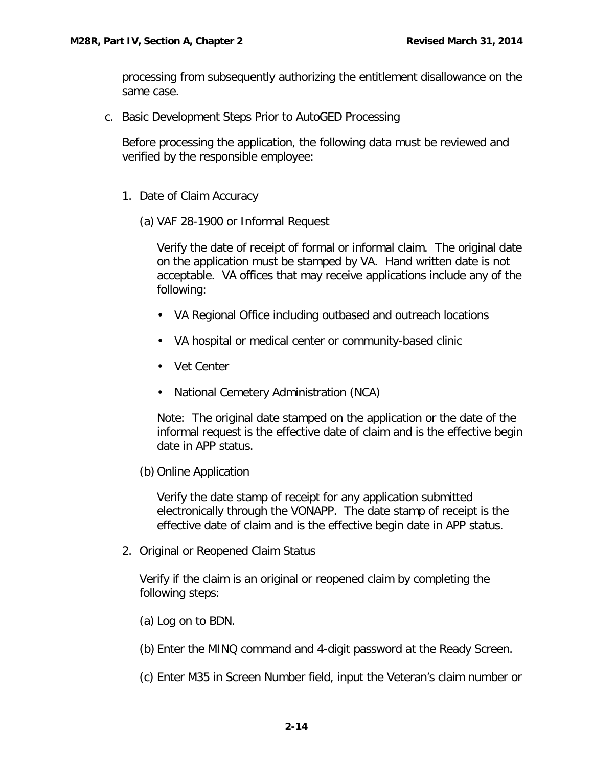processing from subsequently authorizing the entitlement disallowance on the same case.

c. Basic Development Steps Prior to AutoGED Processing

Before processing the application, the following data must be reviewed and verified by the responsible employee:

1. Date of Claim Accuracy

   (a) VAF 28-1900 or Informal Request

   Verify the date of receipt of formal or informal claim. The original date on the application must be stamped by VA. Hand written date is not acceptable. VA offices that may receive applications include any of the following:

   - VA Regional Office including outbased and outreach locations
   - VA hospital or medical center or community-based clinic
   - Vet Center
   - National Cemetery Administration (NCA)

   Note: The original date stamped on the application or the date of the informal request is the effective date of claim and is the effective begin date in APP status.

   (b) Online Application

   Verify the date stamp of receipt for any application submitted electronically through the VONAPP. The date stamp of receipt is the effective date of claim and is the effective begin date in APP status.

2. Original or Reopened Claim Status

   Verify if the claim is an original or reopened claim by completing the following steps:

   (a) Log on to BDN.

   (b) Enter the MINQ command and 4-digit password at the Ready Screen.

   (c) Enter M35 in Screen Number field, input the Veteran's claim number or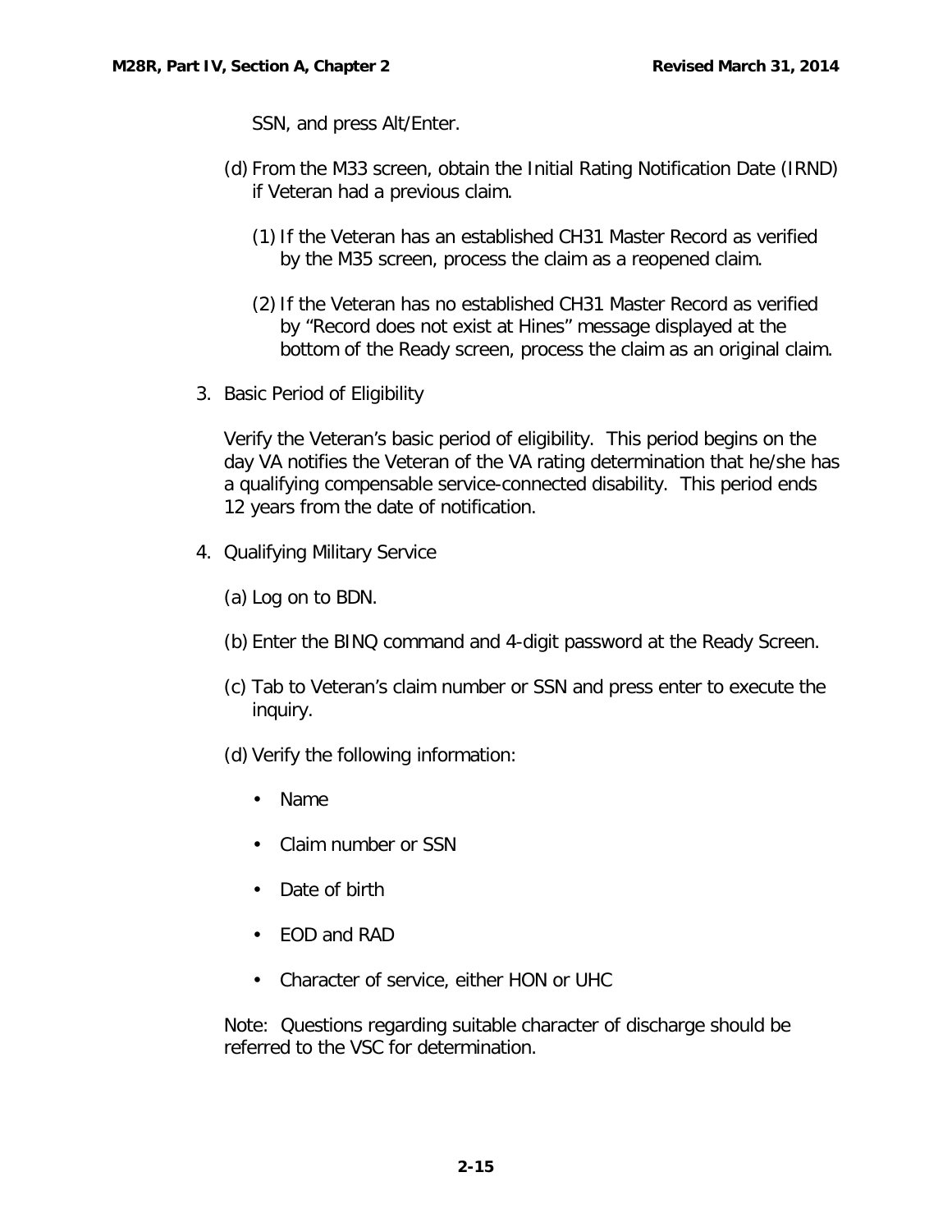SSN, and press Alt/Enter.

(d) From the M33 screen, obtain the Initial Rating Notification Date (IRND) if Veteran had a previous claim.

(1) If the Veteran has an established CH31 Master Record as verified by the M35 screen, process the claim as a reopened claim.

(2) If the Veteran has no established CH31 Master Record as verified by "Record does not exist at Hines" message displayed at the bottom of the Ready screen, process the claim as an original claim.

3. Basic Period of Eligibility

Verify the Veteran's basic period of eligibility. This period begins on the day VA notifies the Veteran of the VA rating determination that he/she has a qualifying compensable service-connected disability. This period ends 12 years from the date of notification.

4. Qualifying Military Service

(a) Log on to BDN.

(b) Enter the BINQ command and 4-digit password at the Ready Screen.

(c) Tab to Veteran's claim number or SSN and press enter to execute the inquiry.

(d) Verify the following information:

- Name
- Claim number or SSN
- Date of birth
- EOD and RAD
- Character of service, either HON or UHC

Note: Questions regarding suitable character of discharge should be referred to the VSC for determination.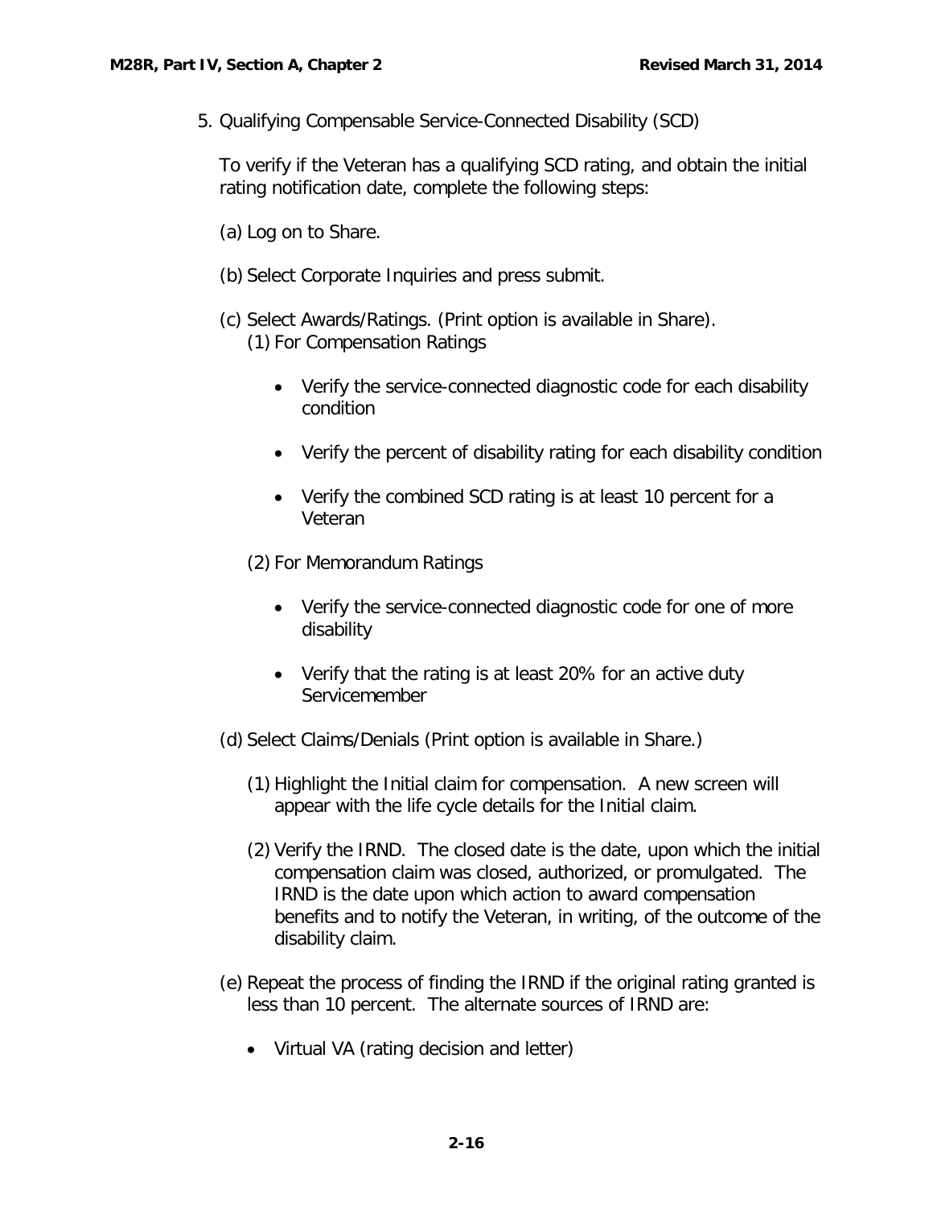5. Qualifying Compensable Service-Connected Disability (SCD)

   To verify if the Veteran has a qualifying SCD rating, and obtain the initial rating notification date, complete the following steps:

   (a) Log on to Share.

   (b) Select Corporate Inquiries and press submit.

   (c) Select Awards/Ratings. (Print option is available in Share).

      (1) For Compensation Ratings

         - Verify the service-connected diagnostic code for each disability condition

         - Verify the percent of disability rating for each disability condition

         - Verify the combined SCD rating is at least 10 percent for a Veteran

      (2) For Memorandum Ratings

         - Verify the service-connected diagnostic code for one of more disability

         - Verify that the rating is at least 20% for an active duty Servicemember

   (d) Select Claims/Denials (Print option is available in Share.)

      (1) Highlight the Initial claim for compensation. A new screen will appear with the life cycle details for the Initial claim.

      (2) Verify the IRND. The closed date is the date, upon which the initial compensation claim was closed, authorized, or promulgated. The IRND is the date upon which action to award compensation benefits and to notify the Veteran, in writing, of the outcome of the disability claim.

   (e) Repeat the process of finding the IRND if the original rating granted is less than 10 percent. The alternate sources of IRND are:

      - Virtual VA (rating decision and letter)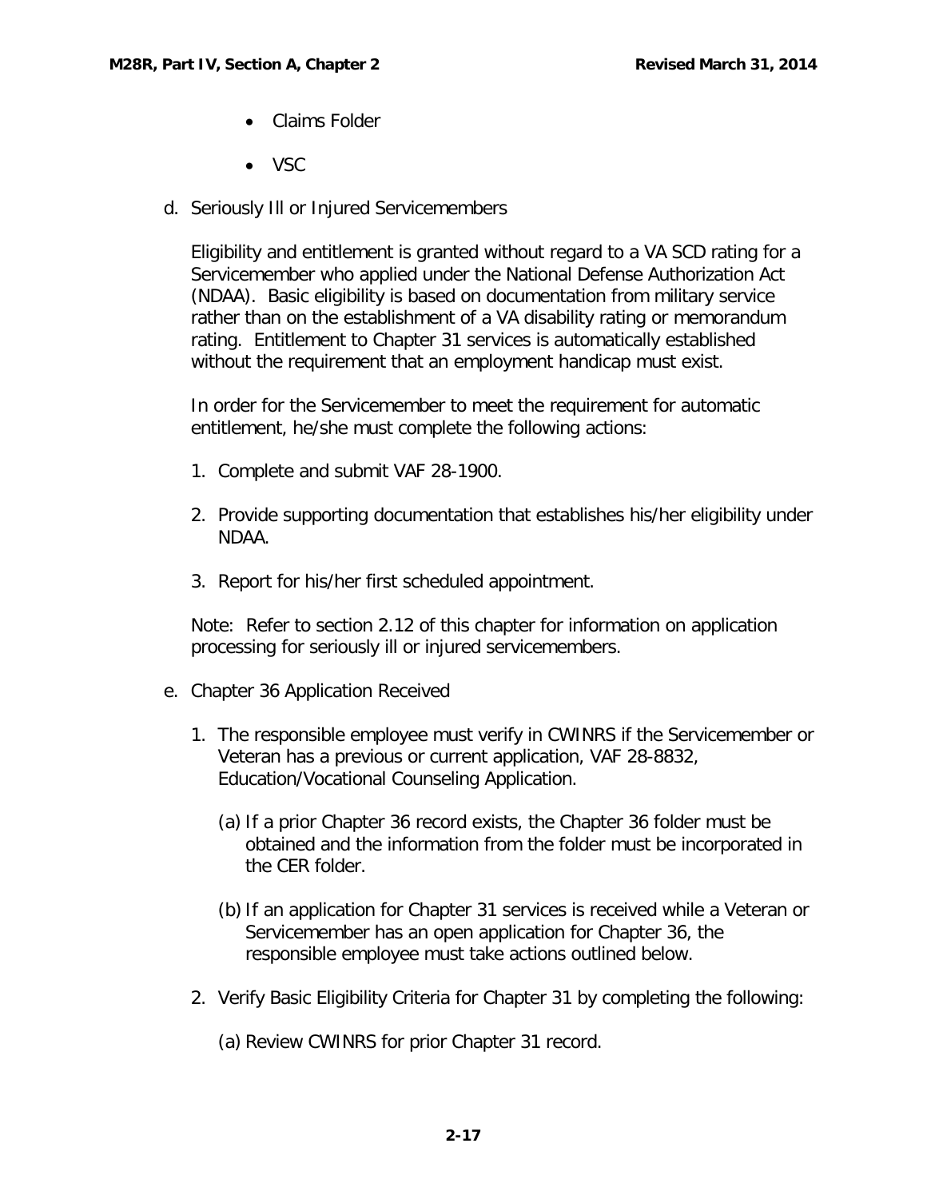- Claims Folder
- VSC

d. Seriously Ill or Injured Servicemembers

   Eligibility and entitlement is granted without regard to a VA SCD rating for a Servicemember who applied under the National Defense Authorization Act (NDAA). Basic eligibility is based on documentation from military service rather than on the establishment of a VA disability rating or memorandum rating. Entitlement to Chapter 31 services is automatically established without the requirement that an employment handicap must exist.

   In order for the Servicemember to meet the requirement for automatic entitlement, he/she must complete the following actions:

   1. Complete and submit VAF 28-1900.
   2. Provide supporting documentation that establishes his/her eligibility under NDAA.
   3. Report for his/her first scheduled appointment.

   Note: Refer to section 2.12 of this chapter for information on application processing for seriously ill or injured servicemembers.

e. Chapter 36 Application Received

   1. The responsible employee must verify in CWINRS if the Servicemember or Veteran has a previous or current application, VAF 28-8832, Education/Vocational Counseling Application.

      (a) If a prior Chapter 36 record exists, the Chapter 36 folder must be obtained and the information from the folder must be incorporated in the CER folder.

      (b) If an application for Chapter 31 services is received while a Veteran or Servicemember has an open application for Chapter 36, the responsible employee must take actions outlined below.

   2. Verify Basic Eligibility Criteria for Chapter 31 by completing the following:

      (a) Review CWINRS for prior Chapter 31 record.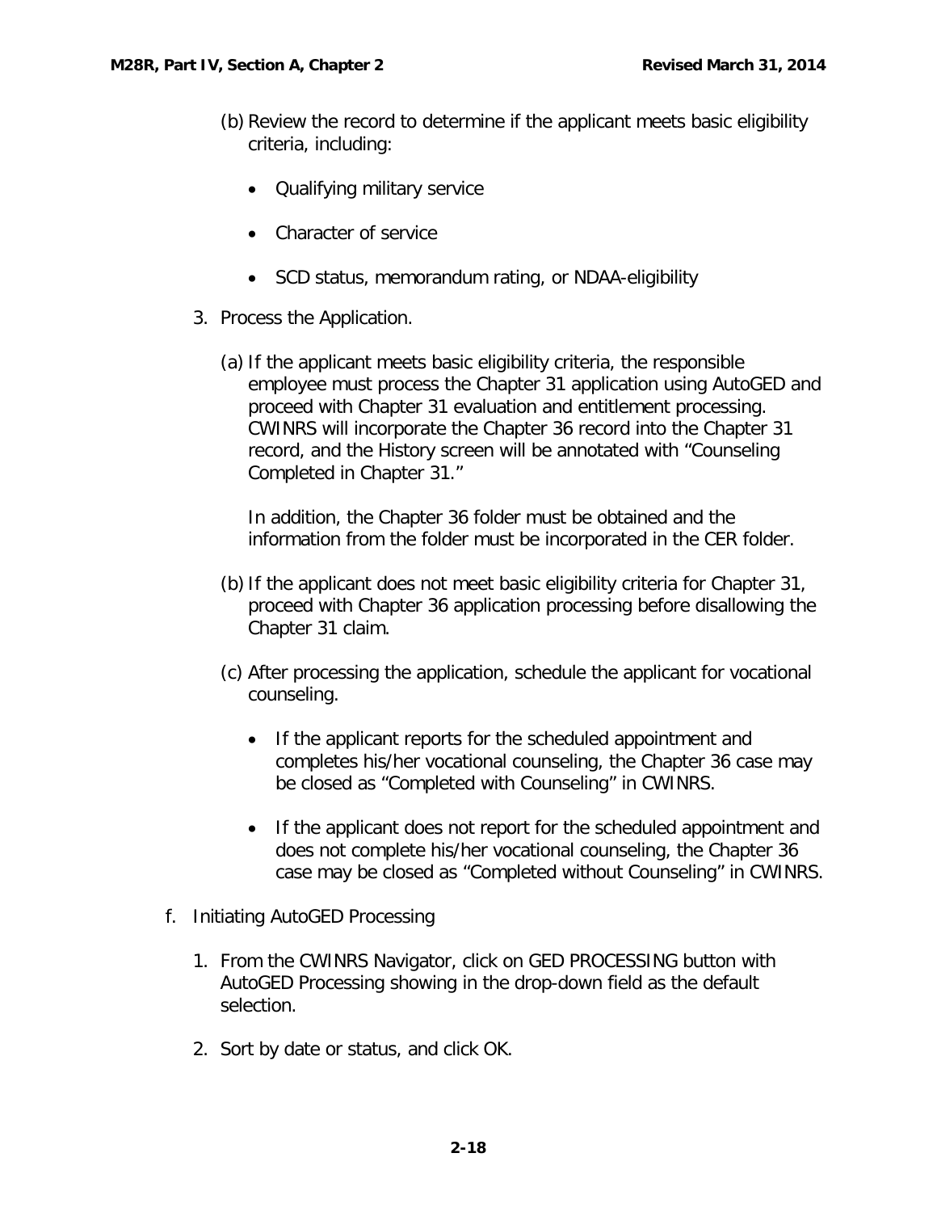(b) Review the record to determine if the applicant meets basic eligibility criteria, including:

- Qualifying military service
- Character of service
- SCD status, memorandum rating, or NDAA-eligibility

3. Process the Application.

(a) If the applicant meets basic eligibility criteria, the responsible employee must process the Chapter 31 application using AutoGED and proceed with Chapter 31 evaluation and entitlement processing. CWINRS will incorporate the Chapter 36 record into the Chapter 31 record, and the History screen will be annotated with "Counseling Completed in Chapter 31."

In addition, the Chapter 36 folder must be obtained and the information from the folder must be incorporated in the CER folder.

(b) If the applicant does not meet basic eligibility criteria for Chapter 31, proceed with Chapter 36 application processing before disallowing the Chapter 31 claim.

(c) After processing the application, schedule the applicant for vocational counseling.

- If the applicant reports for the scheduled appointment and completes his/her vocational counseling, the Chapter 36 case may be closed as "Completed with Counseling" in CWINRS.
- If the applicant does not report for the scheduled appointment and does not complete his/her vocational counseling, the Chapter 36 case may be closed as "Completed without Counseling" in CWINRS.

f. Initiating AutoGED Processing

1. From the CWINRS Navigator, click on GED PROCESSING button with AutoGED Processing showing in the drop-down field as the default selection.
2. Sort by date or status, and click OK.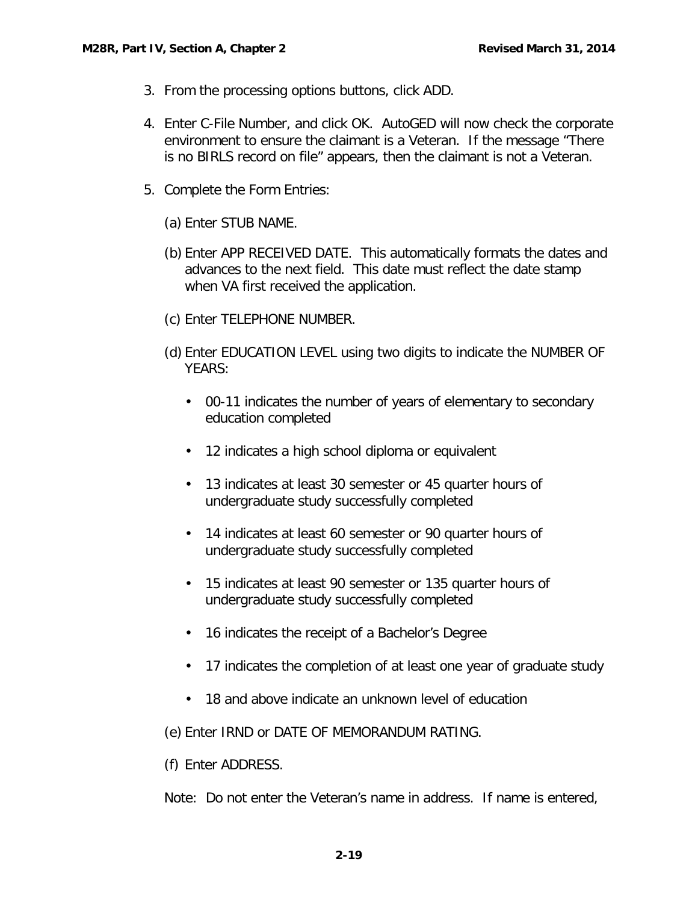3. From the processing options buttons, click ADD.

4. Enter C-File Number, and click OK. AutoGED will now check the corporate environment to ensure the claimant is a Veteran. If the message "There is no BIRLS record on file" appears, then the claimant is not a Veteran.

5. Complete the Form Entries:

   (a) Enter STUB NAME.

   (b) Enter APP RECEIVED DATE. This automatically formats the dates and advances to the next field. This date must reflect the date stamp when VA first received the application.

   (c) Enter TELEPHONE NUMBER.

   (d) Enter EDUCATION LEVEL using two digits to indicate the NUMBER OF YEARS:

   - 00-11 indicates the number of years of elementary to secondary education completed
   - 12 indicates a high school diploma or equivalent
   - 13 indicates at least 30 semester or 45 quarter hours of undergraduate study successfully completed
   - 14 indicates at least 60 semester or 90 quarter hours of undergraduate study successfully completed
   - 15 indicates at least 90 semester or 135 quarter hours of undergraduate study successfully completed
   - 16 indicates the receipt of a Bachelor's Degree
   - 17 indicates the completion of at least one year of graduate study
   - 18 and above indicate an unknown level of education

   (e) Enter IRND or DATE OF MEMORANDUM RATING.

   (f) Enter ADDRESS.

   Note: Do not enter the Veteran's name in address. If name is entered,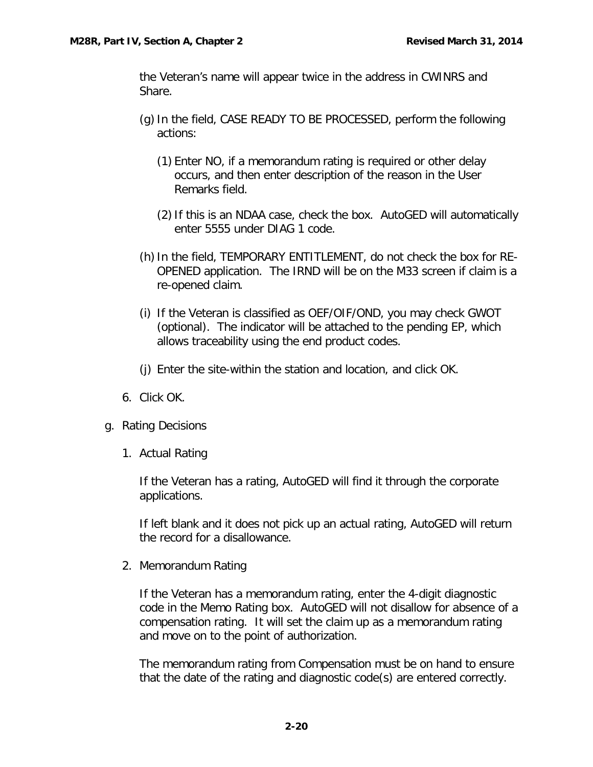the Veteran's name will appear twice in the address in CWINRS and Share.

(g) In the field, CASE READY TO BE PROCESSED, perform the following actions:

(1) Enter NO, if a memorandum rating is required or other delay occurs, and then enter description of the reason in the User Remarks field.

(2) If this is an NDAA case, check the box. AutoGED will automatically enter 5555 under DIAG 1 code.

(h) In the field, TEMPORARY ENTITLEMENT, do not check the box for RE-OPENED application. The IRND will be on the M33 screen if claim is a re-opened claim.

(i) If the Veteran is classified as OEF/OIF/OND, you may check GWOT (optional). The indicator will be attached to the pending EP, which allows traceability using the end product codes.

(j) Enter the site-within the station and location, and click OK.

6. Click OK.

g. Rating Decisions

1. Actual Rating

If the Veteran has a rating, AutoGED will find it through the corporate applications.

If left blank and it does not pick up an actual rating, AutoGED will return the record for a disallowance.

2. Memorandum Rating

If the Veteran has a memorandum rating, enter the 4-digit diagnostic code in the Memo Rating box. AutoGED will not disallow for absence of a compensation rating. It will set the claim up as a memorandum rating and move on to the point of authorization.

The memorandum rating from Compensation must be on hand to ensure that the date of the rating and diagnostic code(s) are entered correctly.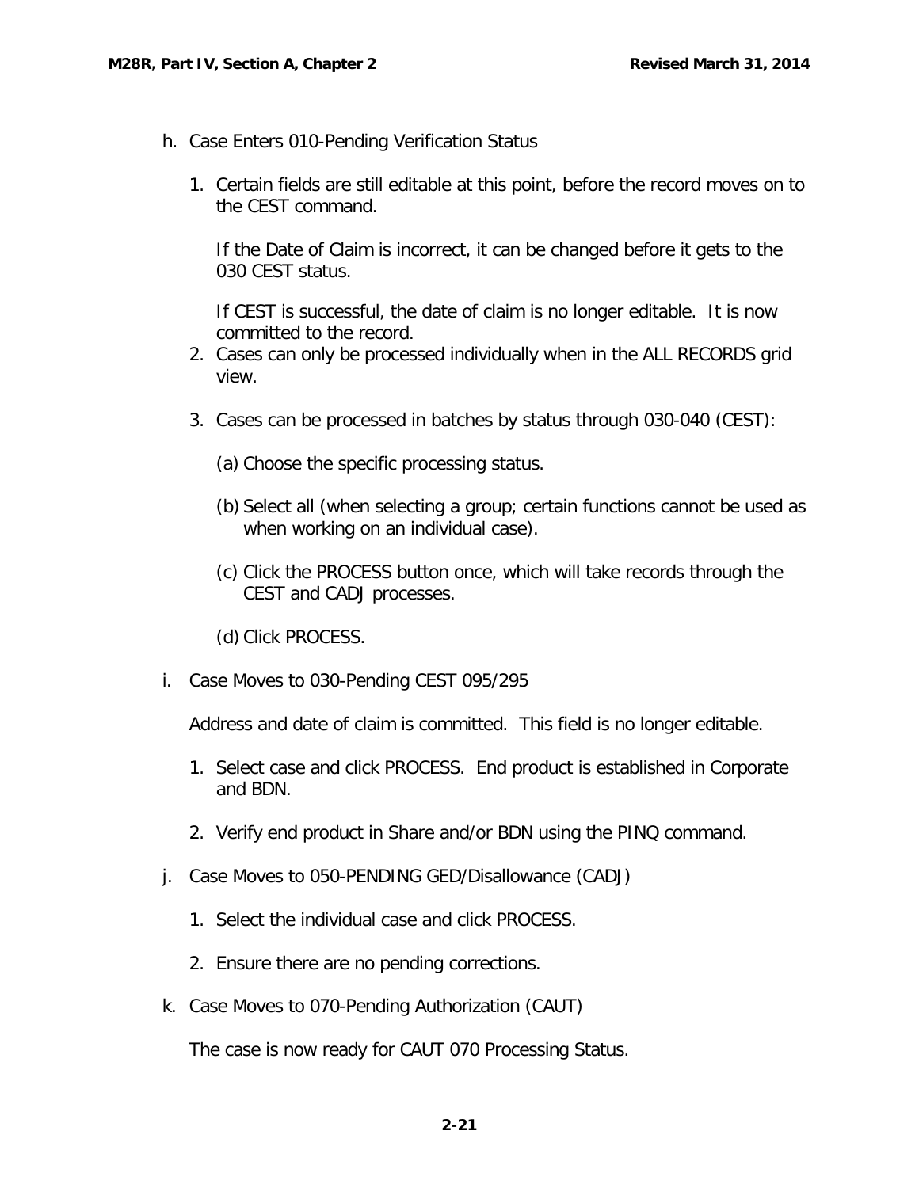h. Case Enters 010-Pending Verification Status

   1. Certain fields are still editable at this point, before the record moves on to the CEST command.

      If the Date of Claim is incorrect, it can be changed before it gets to the 030 CEST status.

      If CEST is successful, the date of claim is no longer editable. It is now committed to the record.

   2. Cases can only be processed individually when in the ALL RECORDS grid view.

   3. Cases can be processed in batches by status through 030-040 (CEST):

      (a) Choose the specific processing status.

      (b) Select all (when selecting a group; certain functions cannot be used as when working on an individual case).

      (c) Click the PROCESS button once, which will take records through the CEST and CADJ processes.

      (d) Click PROCESS.

i. Case Moves to 030-Pending CEST 095/295

   Address and date of claim is committed. This field is no longer editable.

   1. Select case and click PROCESS. End product is established in Corporate and BDN.

   2. Verify end product in Share and/or BDN using the PINQ command.

j. Case Moves to 050-PENDING GED/Disallowance (CADJ)

   1. Select the individual case and click PROCESS.

   2. Ensure there are no pending corrections.

k. Case Moves to 070-Pending Authorization (CAUT)

   The case is now ready for CAUT 070 Processing Status.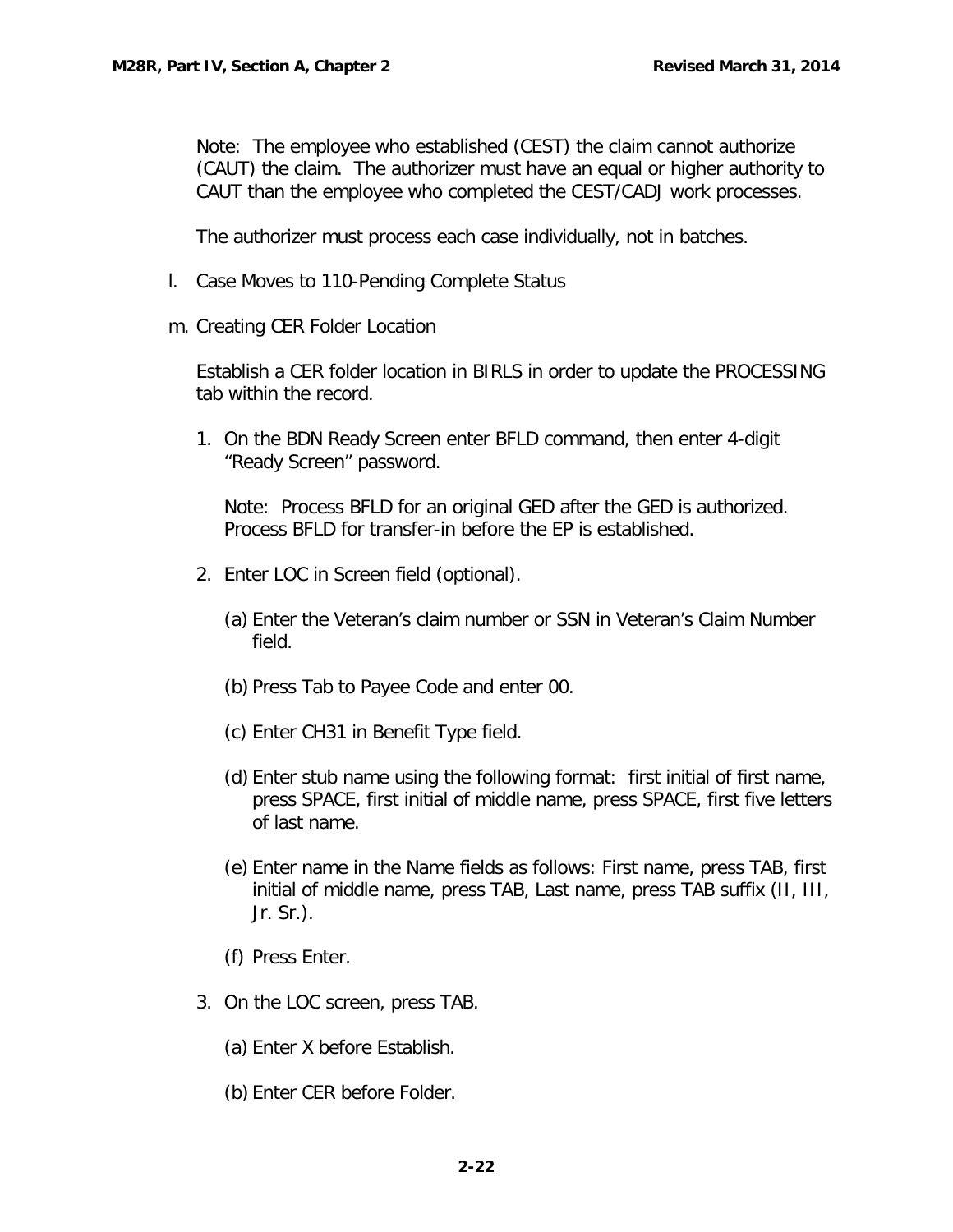Note: The employee who established (CEST) the claim cannot authorize (CAUT) the claim. The authorizer must have an equal or higher authority to CAUT than the employee who completed the CEST/CADJ work processes.

The authorizer must process each case individually, not in batches.

l. Case Moves to 110-Pending Complete Status

m. Creating CER Folder Location

Establish a CER folder location in BIRLS in order to update the PROCESSING tab within the record.

1. On the BDN Ready Screen enter BFLD command, then enter 4-digit "Ready Screen" password.

   Note: Process BFLD for an original GED after the GED is authorized. Process BFLD for transfer-in before the EP is established.

2. Enter LOC in Screen field (optional).

   (a) Enter the Veteran's claim number or SSN in Veteran's Claim Number field.

   (b) Press Tab to Payee Code and enter 00.

   (c) Enter CH31 in Benefit Type field.

   (d) Enter stub name using the following format: first initial of first name, press SPACE, first initial of middle name, press SPACE, first five letters of last name.

   (e) Enter name in the Name fields as follows: First name, press TAB, first initial of middle name, press TAB, Last name, press TAB suffix (II, III, Jr. Sr.).

   (f) Press Enter.

3. On the LOC screen, press TAB.

   (a) Enter X before Establish.

   (b) Enter CER before Folder.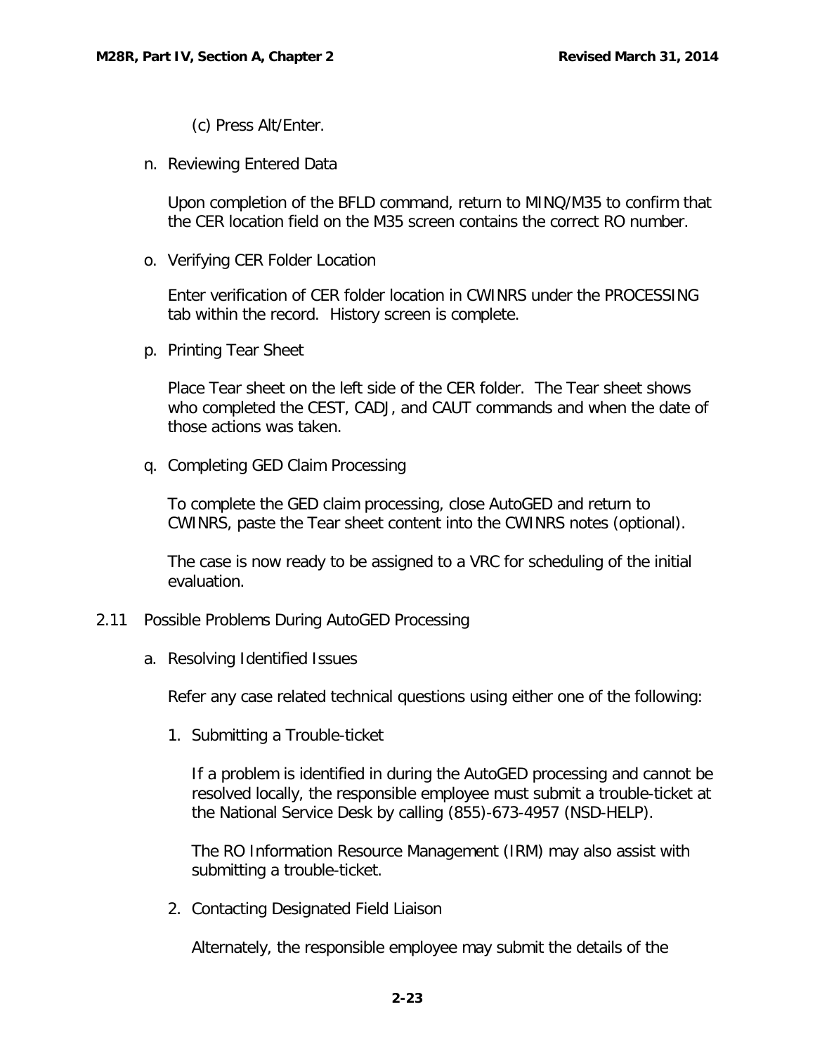(c) Press Alt/Enter.

n. Reviewing Entered Data

Upon completion of the BFLD command, return to MINQ/M35 to confirm that the CER location field on the M35 screen contains the correct RO number.

o. Verifying CER Folder Location

Enter verification of CER folder location in CWINRS under the PROCESSING tab within the record. History screen is complete.

p. Printing Tear Sheet

Place Tear sheet on the left side of the CER folder. The Tear sheet shows who completed the CEST, CADJ, and CAUT commands and when the date of those actions was taken.

q. Completing GED Claim Processing

To complete the GED claim processing, close AutoGED and return to CWINRS, paste the Tear sheet content into the CWINRS notes (optional).

The case is now ready to be assigned to a VRC for scheduling of the initial evaluation.

## 2.11 Possible Problems During AutoGED Processing

a. Resolving Identified Issues

Refer any case related technical questions using either one of the following:

1. Submitting a Trouble-ticket

   If a problem is identified in during the AutoGED processing and cannot be resolved locally, the responsible employee must submit a trouble-ticket at the National Service Desk by calling (855)-673-4957 (NSD-HELP).

   The RO Information Resource Management (IRM) may also assist with submitting a trouble-ticket.

2. Contacting Designated Field Liaison

   Alternately, the responsible employee may submit the details of the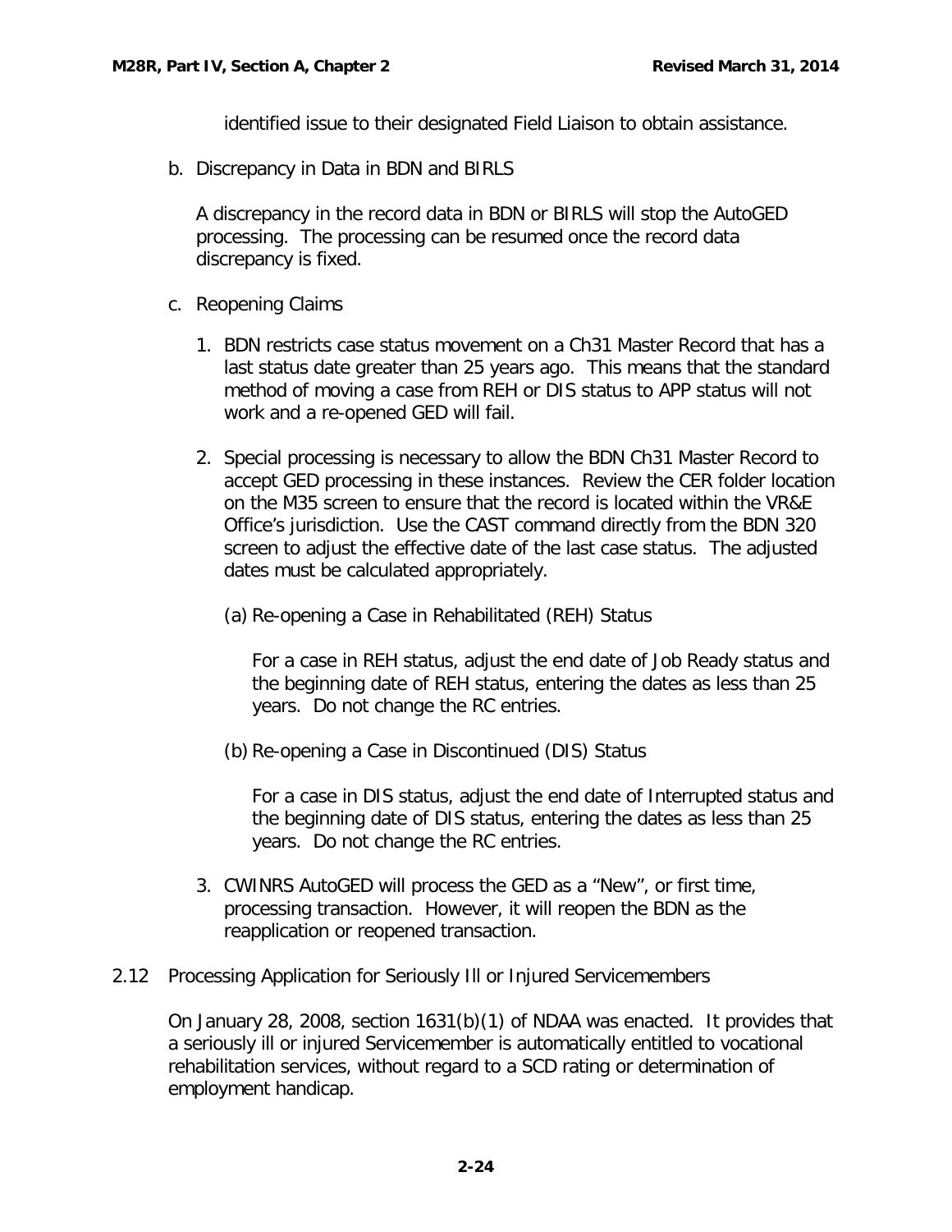identified issue to their designated Field Liaison to obtain assistance.

b. Discrepancy in Data in BDN and BIRLS

   A discrepancy in the record data in BDN or BIRLS will stop the AutoGED processing. The processing can be resumed once the record data discrepancy is fixed.

c. Reopening Claims

   1. BDN restricts case status movement on a Ch31 Master Record that has a last status date greater than 25 years ago. This means that the standard method of moving a case from REH or DIS status to APP status will not work and a re-opened GED will fail.

   2. Special processing is necessary to allow the BDN Ch31 Master Record to accept GED processing in these instances. Review the CER folder location on the M35 screen to ensure that the record is located within the VR&E Office's jurisdiction. Use the CAST command directly from the BDN 320 screen to adjust the effective date of the last case status. The adjusted dates must be calculated appropriately.

      (a) Re-opening a Case in Rehabilitated (REH) Status

         For a case in REH status, adjust the end date of Job Ready status and the beginning date of REH status, entering the dates as less than 25 years. Do not change the RC entries.

      (b) Re-opening a Case in Discontinued (DIS) Status

         For a case in DIS status, adjust the end date of Interrupted status and the beginning date of DIS status, entering the dates as less than 25 years. Do not change the RC entries.

   3. CWINRS AutoGED will process the GED as a "New", or first time, processing transaction. However, it will reopen the BDN as the reapplication or reopened transaction.

## 2.12 Processing Application for Seriously Ill or Injured Servicemembers

On January 28, 2008, section 1631(b)(1) of NDAA was enacted. It provides that a seriously ill or injured Servicemember is automatically entitled to vocational rehabilitation services, without regard to a SCD rating or determination of employment handicap.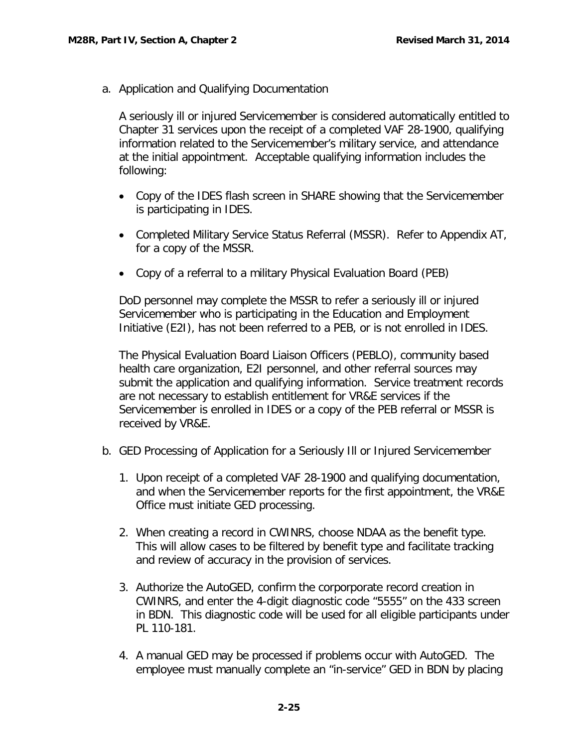a. Application and Qualifying Documentation

   A seriously ill or injured Servicemember is considered automatically entitled to Chapter 31 services upon the receipt of a completed VAF 28-1900, qualifying information related to the Servicemember's military service, and attendance at the initial appointment. Acceptable qualifying information includes the following:

   - Copy of the IDES flash screen in SHARE showing that the Servicemember is participating in IDES.
   - Completed Military Service Status Referral (MSSR). Refer to Appendix AT, for a copy of the MSSR.
   - Copy of a referral to a military Physical Evaluation Board (PEB)

   DoD personnel may complete the MSSR to refer a seriously ill or injured Servicemember who is participating in the Education and Employment Initiative (E2I), has not been referred to a PEB, or is not enrolled in IDES.

   The Physical Evaluation Board Liaison Officers (PEBLO), community based health care organization, E2I personnel, and other referral sources may submit the application and qualifying information. Service treatment records are not necessary to establish entitlement for VR&E services if the Servicemember is enrolled in IDES or a copy of the PEB referral or MSSR is received by VR&E.

b. GED Processing of Application for a Seriously Ill or Injured Servicemember

   1. Upon receipt of a completed VAF 28-1900 and qualifying documentation, and when the Servicemember reports for the first appointment, the VR&E Office must initiate GED processing.
   2. When creating a record in CWINRS, choose NDAA as the benefit type. This will allow cases to be filtered by benefit type and facilitate tracking and review of accuracy in the provision of services.
   3. Authorize the AutoGED, confirm the corporporate record creation in CWINRS, and enter the 4-digit diagnostic code "5555" on the 433 screen in BDN. This diagnostic code will be used for all eligible participants under PL 110-181.
   4. A manual GED may be processed if problems occur with AutoGED. The employee must manually complete an "in-service" GED in BDN by placing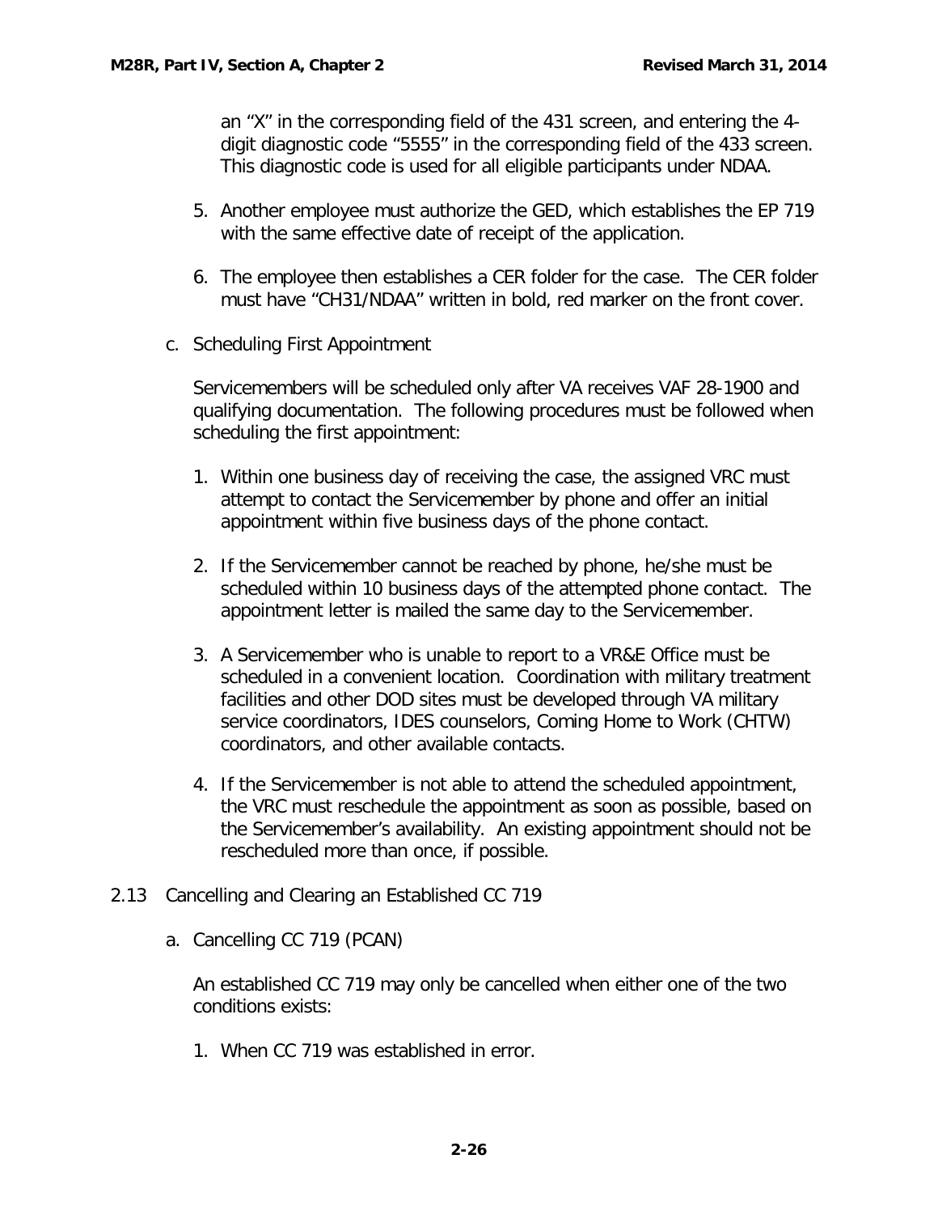an “X” in the corresponding field of the 431 screen, and entering the 4-digit diagnostic code “5555” in the corresponding field of the 433 screen. This diagnostic code is used for all eligible participants under NDAA.

5. Another employee must authorize the GED, which establishes the EP 719 with the same effective date of receipt of the application.

6. The employee then establishes a CER folder for the case. The CER folder must have “CH31/NDAA” written in bold, red marker on the front cover.

c. Scheduling First Appointment

Servicemembers will be scheduled only after VA receives VAF 28-1900 and qualifying documentation. The following procedures must be followed when scheduling the first appointment:

1. Within one business day of receiving the case, the assigned VRC must attempt to contact the Servicemember by phone and offer an initial appointment within five business days of the phone contact.

2. If the Servicemember cannot be reached by phone, he/she must be scheduled within 10 business days of the attempted phone contact. The appointment letter is mailed the same day to the Servicemember.

3. A Servicemember who is unable to report to a VR&E Office must be scheduled in a convenient location. Coordination with military treatment facilities and other DOD sites must be developed through VA military service coordinators, IDES counselors, Coming Home to Work (CHTW) coordinators, and other available contacts.

4. If the Servicemember is not able to attend the scheduled appointment, the VRC must reschedule the appointment as soon as possible, based on the Servicemember’s availability. An existing appointment should not be rescheduled more than once, if possible.

## 2.13 Cancelling and Clearing an Established CC 719

a. Cancelling CC 719 (PCAN)

An established CC 719 may only be cancelled when either one of the two conditions exists:

1. When CC 719 was established in error.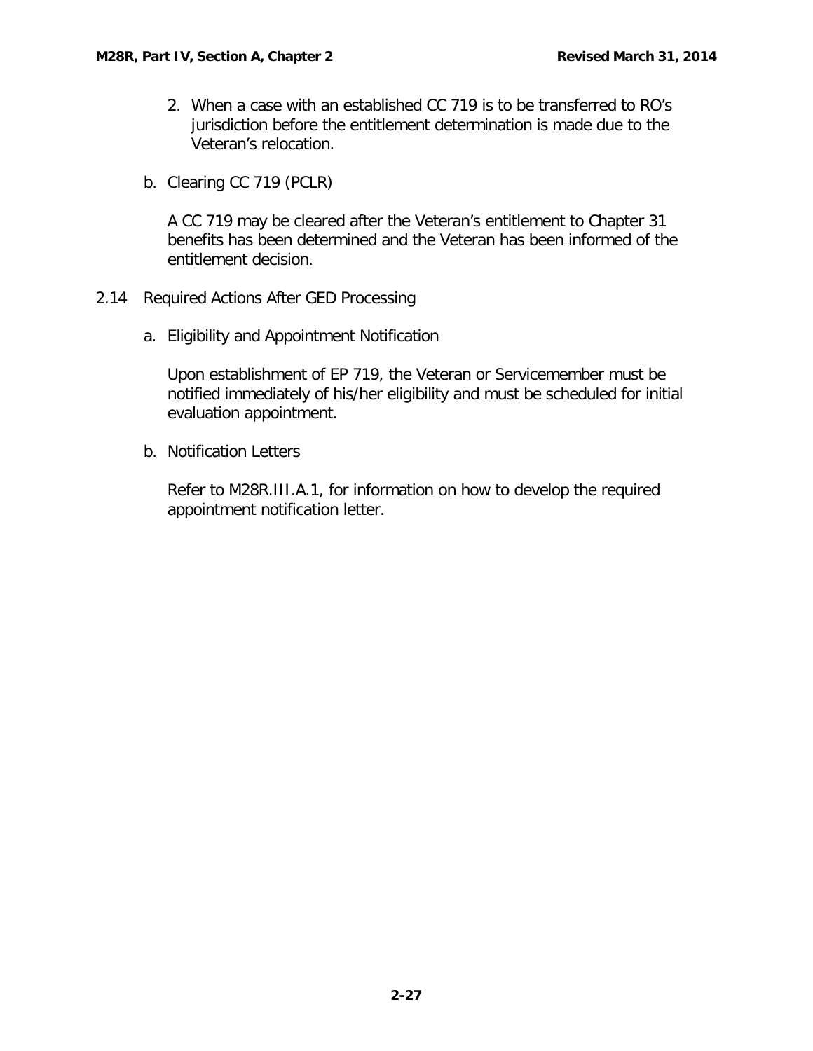2. When a case with an established CC 719 is to be transferred to RO's jurisdiction before the entitlement determination is made due to the Veteran's relocation.

b. Clearing CC 719 (PCLR)

A CC 719 may be cleared after the Veteran's entitlement to Chapter 31 benefits has been determined and the Veteran has been informed of the entitlement decision.

## 2.14 Required Actions After GED Processing

a. Eligibility and Appointment Notification

Upon establishment of EP 719, the Veteran or Servicemember must be notified immediately of his/her eligibility and must be scheduled for initial evaluation appointment.

b. Notification Letters

Refer to M28R.III.A.1, for information on how to develop the required appointment notification letter.